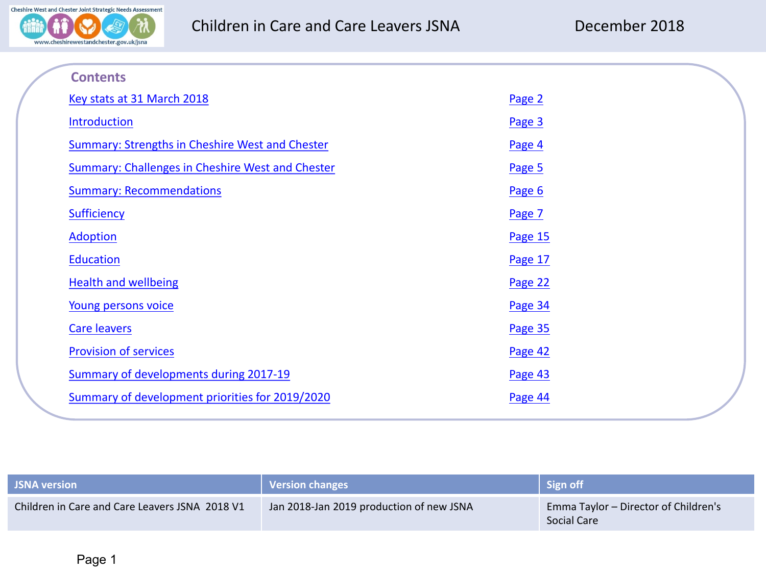# Children in Care and Care Leavers JSNA

December 2018

## Contents

| | |
|---|---|
| Key stats at 31 March 2018 | Page 2 |
| Introduction | Page 3 |
| Summary: Strengths in Cheshire West and Chester | Page 4 |
| Summary: Challenges in Cheshire West and Chester | Page 5 |
| Summary: Recommendations | Page 6 |
| Sufficiency | Page 7 |
| Adoption | Page 15 |
| Education | Page 17 |
| Health and wellbeing | Page 22 |
| Young persons voice | Page 34 |
| Care leavers | Page 35 |
| Provision of services | Page 42 |
| Summary of developments during 2017-19 | Page 43 |
| Summary of development priorities for 2019/2020 | Page 44 |

| JSNA version | Version changes | Sign off |
|---|---|---|
| Children in Care and Care Leavers JSNA 2018 V1 | Jan 2018-Jan 2019 production of new JSNA | Emma Taylor – Director of Children's Social Care |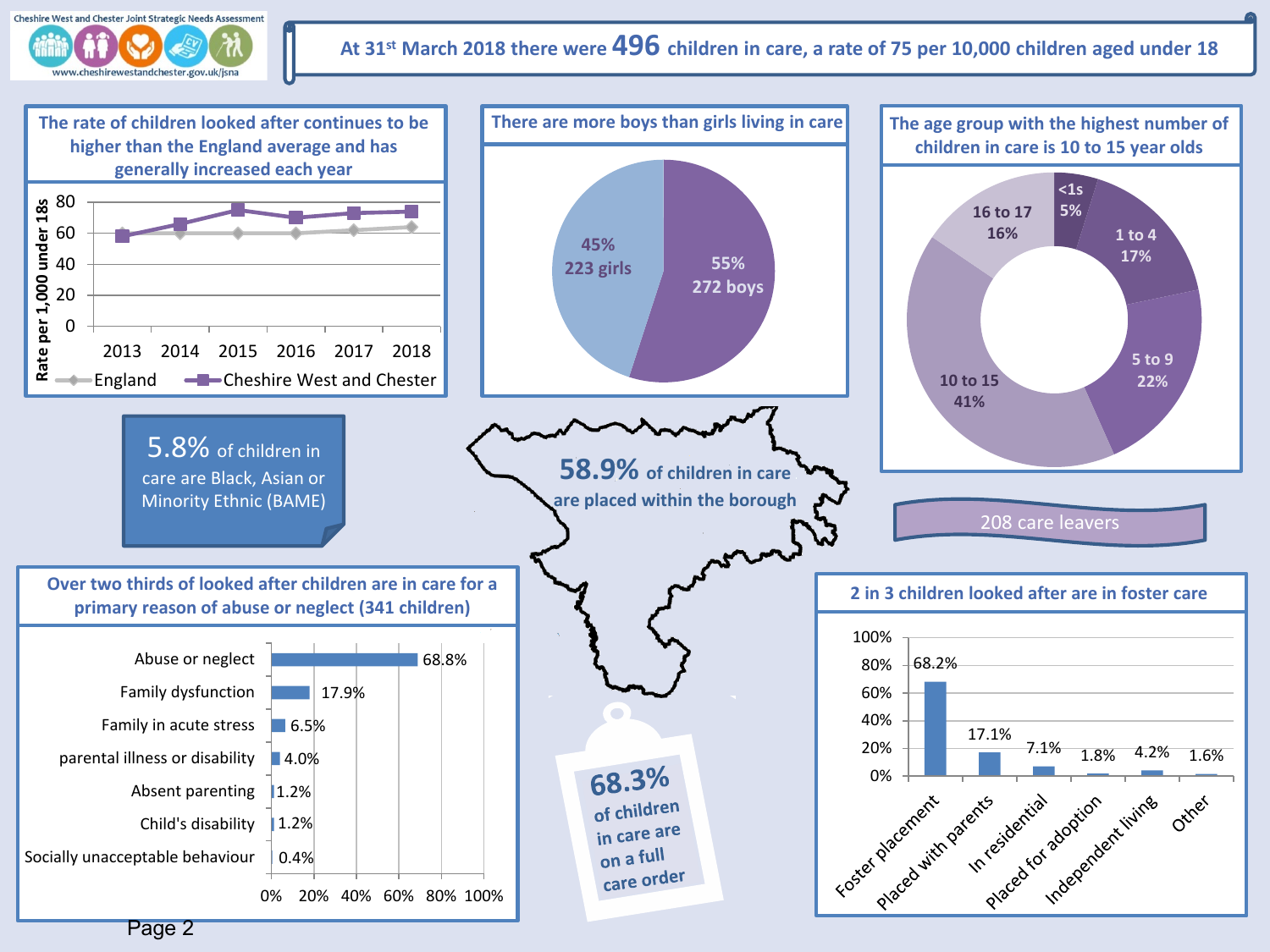Cheshire West and Chester Joint Strategic Needs Assessment

www.cheshirewestandchester.gov.uk/jsna

# At 31st March 2018 there were 496 children in care, a rate of 75 per 10,000 children aged under 18

## The rate of children looked after continues to be higher than the England average and has generally increased each year

Rate per 1,000 under 18s

| Year | England | Cheshire West and Chester |
|---|---|---|
| 2013 | 60 | 58 |
| 2014 | 60 | 66 |
| 2015 | 60 | 75 |
| 2016 | 60 | 70 |
| 2017 | 62 | 73 |
| 2018 | 64 | 74 |

## There are more boys than girls living in care

- 45% 223 girls
- 55% 272 boys

## The age group with the highest number of children in care is 10 to 15 year olds

| Age group | % |
|---|---|
| <1s | 5% |
| 1 to 4 | 17% |
| 5 to 9 | 22% |
| 10 to 15 | 41% |
| 16 to 17 | 16% |

5.8% of children in care are Black, Asian or Minority Ethnic (BAME)

58.9% of children in care are placed within the borough

208 care leavers

## Over two thirds of looked after children are in care for a primary reason of abuse or neglect (341 children)

| Reason | % |
|---|---|
| Abuse or neglect | 68.8% |
| Family dysfunction | 17.9% |
| Family in acute stress | 6.5% |
| parental illness or disability | 4.0% |
| Absent parenting | 1.2% |
| Child's disability | 1.2% |
| Socially unacceptable behaviour | 0.4% |

68.3% of children in care are on a full care order

## 2 in 3 children looked after are in foster care

| Placement | % |
|---|---|
| Foster placement | 68.2% |
| Placed with parents | 17.1% |
| In residential | 7.1% |
| Placed for adoption | 1.8% |
| Independent living | 4.2% |
| Other | 1.6% |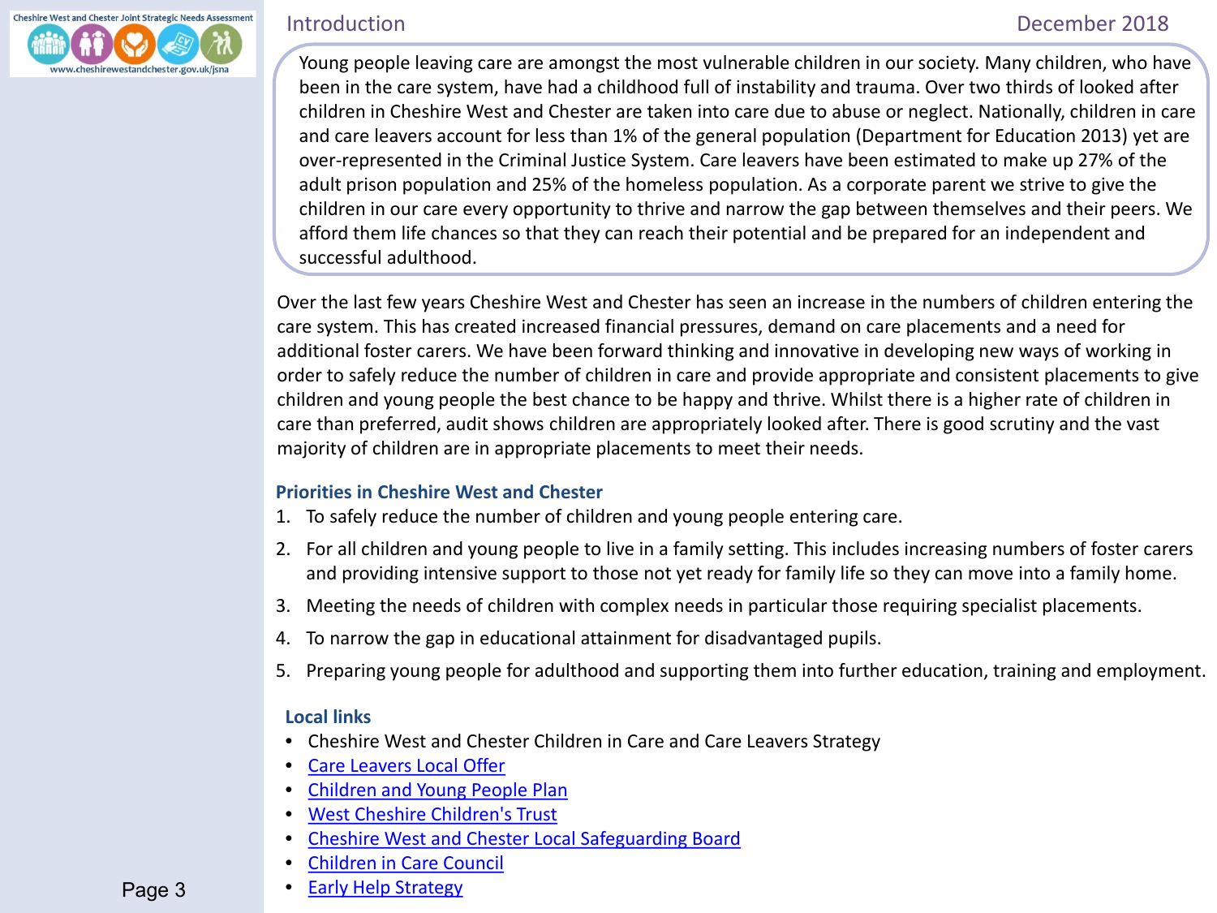## Introduction

December 2018

Young people leaving care are amongst the most vulnerable children in our society. Many children, who have been in the care system, have had a childhood full of instability and trauma. Over two thirds of looked after children in Cheshire West and Chester are taken into care due to abuse or neglect. Nationally, children in care and care leavers account for less than 1% of the general population (Department for Education 2013) yet are over-represented in the Criminal Justice System. Care leavers have been estimated to make up 27% of the adult prison population and 25% of the homeless population. As a corporate parent we strive to give the children in our care every opportunity to thrive and narrow the gap between themselves and their peers. We afford them life chances so that they can reach their potential and be prepared for an independent and successful adulthood.

Over the last few years Cheshire West and Chester has seen an increase in the numbers of children entering the care system. This has created increased financial pressures, demand on care placements and a need for additional foster carers. We have been forward thinking and innovative in developing new ways of working in order to safely reduce the number of children in care and provide appropriate and consistent placements to give children and young people the best chance to be happy and thrive. Whilst there is a higher rate of children in care than preferred, audit shows children are appropriately looked after. There is good scrutiny and the vast majority of children are in appropriate placements to meet their needs.

### Priorities in Cheshire West and Chester

1. To safely reduce the number of children and young people entering care.
2. For all children and young people to live in a family setting. This includes increasing numbers of foster carers and providing intensive support to those not yet ready for family life so they can move into a family home.
3. Meeting the needs of children with complex needs in particular those requiring specialist placements.
4. To narrow the gap in educational attainment for disadvantaged pupils.
5. Preparing young people for adulthood and supporting them into further education, training and employment.

### Local links

- Cheshire West and Chester Children in Care and Care Leavers Strategy
- Care Leavers Local Offer
- Children and Young People Plan
- West Cheshire Children's Trust
- Cheshire West and Chester Local Safeguarding Board
- Children in Care Council
- Early Help Strategy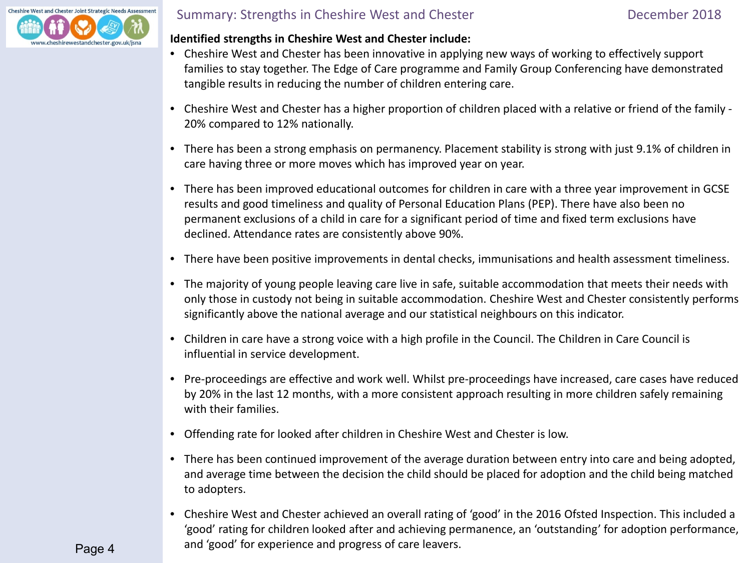# Summary: Strengths in Cheshire West and Chester

**Identified strengths in Cheshire West and Chester include:**

- Cheshire West and Chester has been innovative in applying new ways of working to effectively support families to stay together. The Edge of Care programme and Family Group Conferencing have demonstrated tangible results in reducing the number of children entering care.
- Cheshire West and Chester has a higher proportion of children placed with a relative or friend of the family - 20% compared to 12% nationally.
- There has been a strong emphasis on permanency. Placement stability is strong with just 9.1% of children in care having three or more moves which has improved year on year.
- There has been improved educational outcomes for children in care with a three year improvement in GCSE results and good timeliness and quality of Personal Education Plans (PEP). There have also been no permanent exclusions of a child in care for a significant period of time and fixed term exclusions have declined. Attendance rates are consistently above 90%.
- There have been positive improvements in dental checks, immunisations and health assessment timeliness.
- The majority of young people leaving care live in safe, suitable accommodation that meets their needs with only those in custody not being in suitable accommodation. Cheshire West and Chester consistently performs significantly above the national average and our statistical neighbours on this indicator.
- Children in care have a strong voice with a high profile in the Council. The Children in Care Council is influential in service development.
- Pre-proceedings are effective and work well. Whilst pre-proceedings have increased, care cases have reduced by 20% in the last 12 months, with a more consistent approach resulting in more children safely remaining with their families.
- Offending rate for looked after children in Cheshire West and Chester is low.
- There has been continued improvement of the average duration between entry into care and being adopted, and average time between the decision the child should be placed for adoption and the child being matched to adopters.
- Cheshire West and Chester achieved an overall rating of 'good' in the 2016 Ofsted Inspection. This included a 'good' rating for children looked after and achieving permanence, an 'outstanding' for adoption performance, and 'good' for experience and progress of care leavers.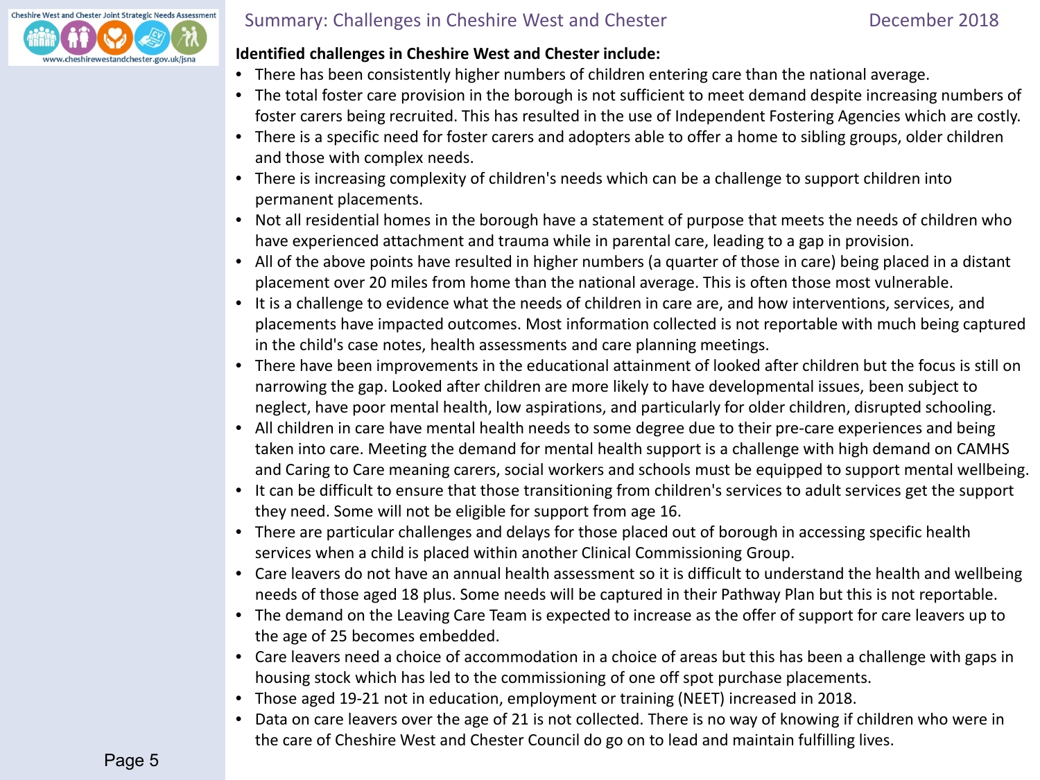## Summary: Challenges in Cheshire West and Chester

**Identified challenges in Cheshire West and Chester include:**

- There has been consistently higher numbers of children entering care than the national average.
- The total foster care provision in the borough is not sufficient to meet demand despite increasing numbers of foster carers being recruited. This has resulted in the use of Independent Fostering Agencies which are costly.
- There is a specific need for foster carers and adopters able to offer a home to sibling groups, older children and those with complex needs.
- There is increasing complexity of children's needs which can be a challenge to support children into permanent placements.
- Not all residential homes in the borough have a statement of purpose that meets the needs of children who have experienced attachment and trauma while in parental care, leading to a gap in provision.
- All of the above points have resulted in higher numbers (a quarter of those in care) being placed in a distant placement over 20 miles from home than the national average. This is often those most vulnerable.
- It is a challenge to evidence what the needs of children in care are, and how interventions, services, and placements have impacted outcomes. Most information collected is not reportable with much being captured in the child's case notes, health assessments and care planning meetings.
- There have been improvements in the educational attainment of looked after children but the focus is still on narrowing the gap. Looked after children are more likely to have developmental issues, been subject to neglect, have poor mental health, low aspirations, and particularly for older children, disrupted schooling.
- All children in care have mental health needs to some degree due to their pre-care experiences and being taken into care. Meeting the demand for mental health support is a challenge with high demand on CAMHS and Caring to Care meaning carers, social workers and schools must be equipped to support mental wellbeing.
- It can be difficult to ensure that those transitioning from children's services to adult services get the support they need. Some will not be eligible for support from age 16.
- There are particular challenges and delays for those placed out of borough in accessing specific health services when a child is placed within another Clinical Commissioning Group.
- Care leavers do not have an annual health assessment so it is difficult to understand the health and wellbeing needs of those aged 18 plus. Some needs will be captured in their Pathway Plan but this is not reportable.
- The demand on the Leaving Care Team is expected to increase as the offer of support for care leavers up to the age of 25 becomes embedded.
- Care leavers need a choice of accommodation in a choice of areas but this has been a challenge with gaps in housing stock which has led to the commissioning of one off spot purchase placements.
- Those aged 19-21 not in education, employment or training (NEET) increased in 2018.
- Data on care leavers over the age of 21 is not collected. There is no way of knowing if children who were in the care of Cheshire West and Chester Council do go on to lead and maintain fulfilling lives.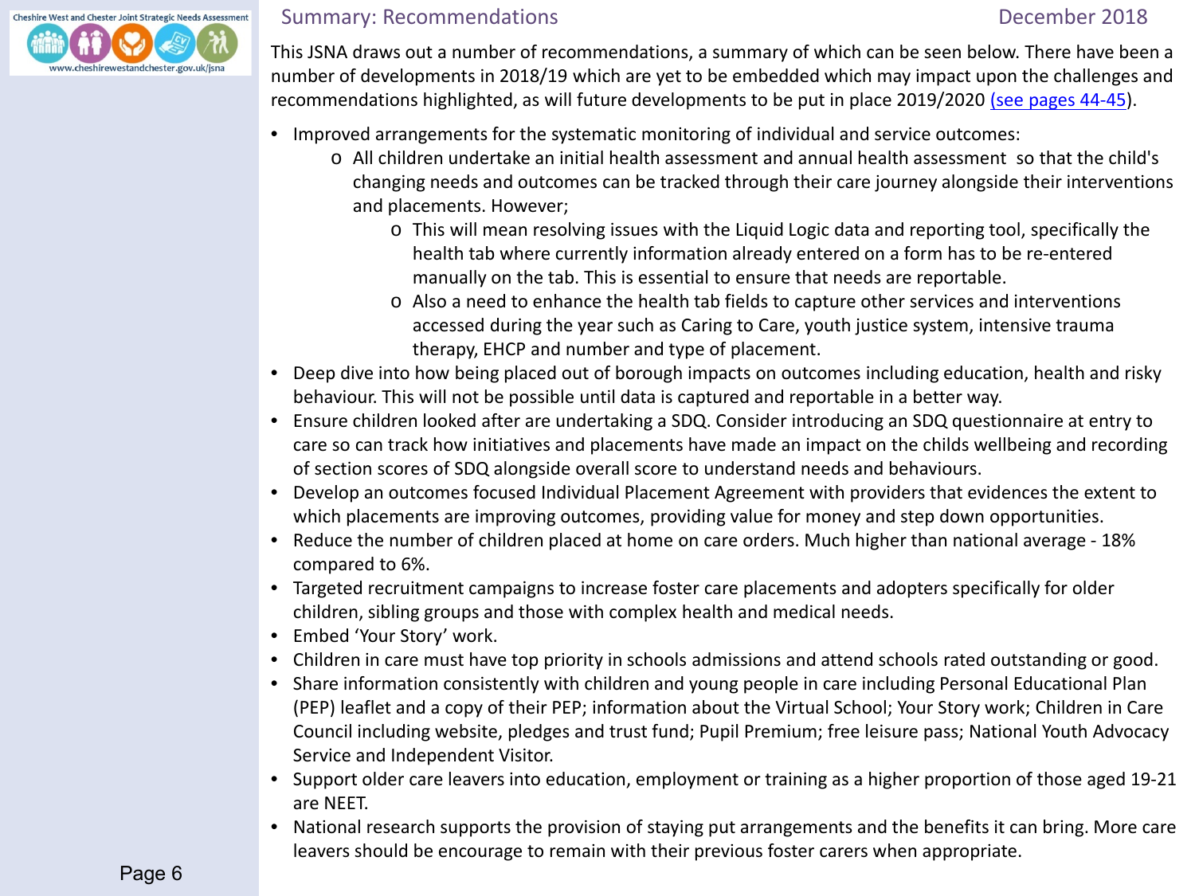## Summary: Recommendations

This JSNA draws out a number of recommendations, a summary of which can be seen below. There have been a number of developments in 2018/19 which are yet to be embedded which may impact upon the challenges and recommendations highlighted, as will future developments to be put in place 2019/2020 (see pages 44-45).

- Improved arrangements for the systematic monitoring of individual and service outcomes:
  - All children undertake an initial health assessment and annual health assessment so that the child's changing needs and outcomes can be tracked through their care journey alongside their interventions and placements. However;
    - This will mean resolving issues with the Liquid Logic data and reporting tool, specifically the health tab where currently information already entered on a form has to be re-entered manually on the tab. This is essential to ensure that needs are reportable.
    - Also a need to enhance the health tab fields to capture other services and interventions accessed during the year such as Caring to Care, youth justice system, intensive trauma therapy, EHCP and number and type of placement.
- Deep dive into how being placed out of borough impacts on outcomes including education, health and risky behaviour. This will not be possible until data is captured and reportable in a better way.
- Ensure children looked after are undertaking a SDQ. Consider introducing an SDQ questionnaire at entry to care so can track how initiatives and placements have made an impact on the childs wellbeing and recording of section scores of SDQ alongside overall score to understand needs and behaviours.
- Develop an outcomes focused Individual Placement Agreement with providers that evidences the extent to which placements are improving outcomes, providing value for money and step down opportunities.
- Reduce the number of children placed at home on care orders. Much higher than national average - 18% compared to 6%.
- Targeted recruitment campaigns to increase foster care placements and adopters specifically for older children, sibling groups and those with complex health and medical needs.
- Embed 'Your Story' work.
- Children in care must have top priority in schools admissions and attend schools rated outstanding or good.
- Share information consistently with children and young people in care including Personal Educational Plan (PEP) leaflet and a copy of their PEP; information about the Virtual School; Your Story work; Children in Care Council including website, pledges and trust fund; Pupil Premium; free leisure pass; National Youth Advocacy Service and Independent Visitor.
- Support older care leavers into education, employment or training as a higher proportion of those aged 19-21 are NEET.
- National research supports the provision of staying put arrangements and the benefits it can bring. More care leavers should be encourage to remain with their previous foster carers when appropriate.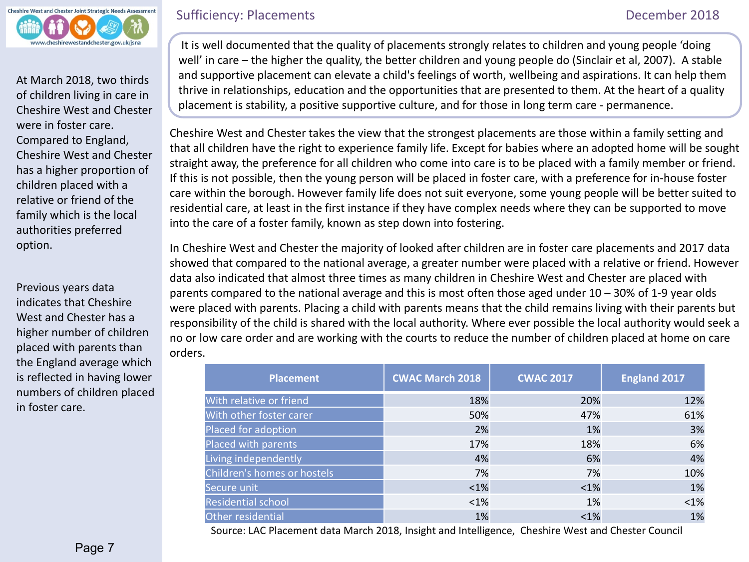# Sufficiency: Placements

December 2018

At March 2018, two thirds of children living in care in Cheshire West and Chester were in foster care. Compared to England, Cheshire West and Chester has a higher proportion of children placed with a relative or friend of the family which is the local authorities preferred option.

Previous years data indicates that Cheshire West and Chester has a higher number of children placed with parents than the England average which is reflected in having lower numbers of children placed in foster care.

It is well documented that the quality of placements strongly relates to children and young people 'doing well' in care – the higher the quality, the better children and young people do (Sinclair et al, 2007). A stable and supportive placement can elevate a child's feelings of worth, wellbeing and aspirations. It can help them thrive in relationships, education and the opportunities that are presented to them. At the heart of a quality placement is stability, a positive supportive culture, and for those in long term care - permanence.

Cheshire West and Chester takes the view that the strongest placements are those within a family setting and that all children have the right to experience family life. Except for babies where an adopted home will be sought straight away, the preference for all children who come into care is to be placed with a family member or friend. If this is not possible, then the young person will be placed in foster care, with a preference for in-house foster care within the borough. However family life does not suit everyone, some young people will be better suited to residential care, at least in the first instance if they have complex needs where they can be supported to move into the care of a foster family, known as step down into fostering.

In Cheshire West and Chester the majority of looked after children are in foster care placements and 2017 data showed that compared to the national average, a greater number were placed with a relative or friend. However data also indicated that almost three times as many children in Cheshire West and Chester are placed with parents compared to the national average and this is most often those aged under 10 – 30% of 1-9 year olds were placed with parents. Placing a child with parents means that the child remains living with their parents but responsibility of the child is shared with the local authority. Where ever possible the local authority would seek a no or low care order and are working with the courts to reduce the number of children placed at home on care orders.

| Placement | CWAC March 2018 | CWAC 2017 | England 2017 |
|---|---|---|---|
| With relative or friend | 18% | 20% | 12% |
| With other foster carer | 50% | 47% | 61% |
| Placed for adoption | 2% | 1% | 3% |
| Placed with parents | 17% | 18% | 6% |
| Living independently | 4% | 6% | 4% |
| Children's homes or hostels | 7% | 7% | 10% |
| Secure unit | <1% | <1% | 1% |
| Residential school | <1% | 1% | <1% |
| Other residential | 1% | <1% | 1% |

Source: LAC Placement data March 2018, Insight and Intelligence, Cheshire West and Chester Council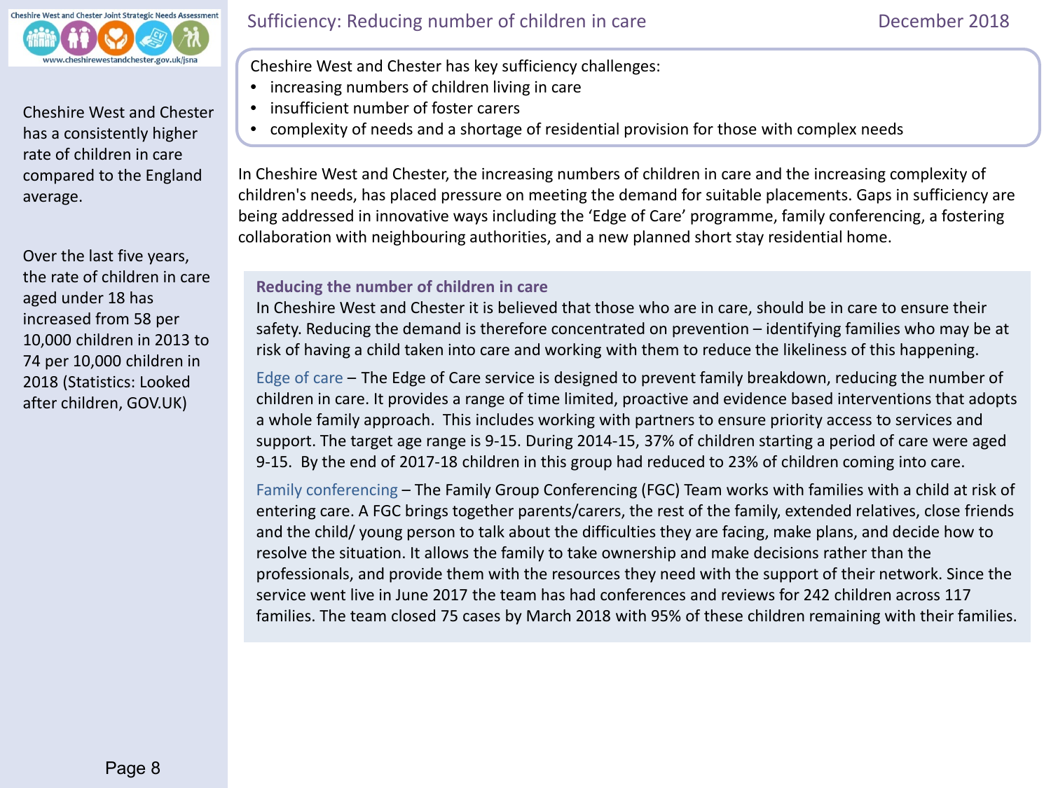# Sufficiency: Reducing number of children in care

December 2018

Cheshire West and Chester has a consistently higher rate of children in care compared to the England average.

Over the last five years, the rate of children in care aged under 18 has increased from 58 per 10,000 children in 2013 to 74 per 10,000 children in 2018 (Statistics: Looked after children, GOV.UK)

Cheshire West and Chester has key sufficiency challenges:

- increasing numbers of children living in care
- insufficient number of foster carers
- complexity of needs and a shortage of residential provision for those with complex needs

In Cheshire West and Chester, the increasing numbers of children in care and the increasing complexity of children's needs, has placed pressure on meeting the demand for suitable placements. Gaps in sufficiency are being addressed in innovative ways including the 'Edge of Care' programme, family conferencing, a fostering collaboration with neighbouring authorities, and a new planned short stay residential home.

## Reducing the number of children in care

In Cheshire West and Chester it is believed that those who are in care, should be in care to ensure their safety. Reducing the demand is therefore concentrated on prevention – identifying families who may be at risk of having a child taken into care and working with them to reduce the likeliness of this happening.

Edge of care – The Edge of Care service is designed to prevent family breakdown, reducing the number of children in care. It provides a range of time limited, proactive and evidence based interventions that adopts a whole family approach. This includes working with partners to ensure priority access to services and support. The target age range is 9-15. During 2014-15, 37% of children starting a period of care were aged 9-15. By the end of 2017-18 children in this group had reduced to 23% of children coming into care.

Family conferencing – The Family Group Conferencing (FGC) Team works with families with a child at risk of entering care. A FGC brings together parents/carers, the rest of the family, extended relatives, close friends and the child/ young person to talk about the difficulties they are facing, make plans, and decide how to resolve the situation. It allows the family to take ownership and make decisions rather than the professionals, and provide them with the resources they need with the support of their network. Since the service went live in June 2017 the team has had conferences and reviews for 242 children across 117 families. The team closed 75 cases by March 2018 with 95% of these children remaining with their families.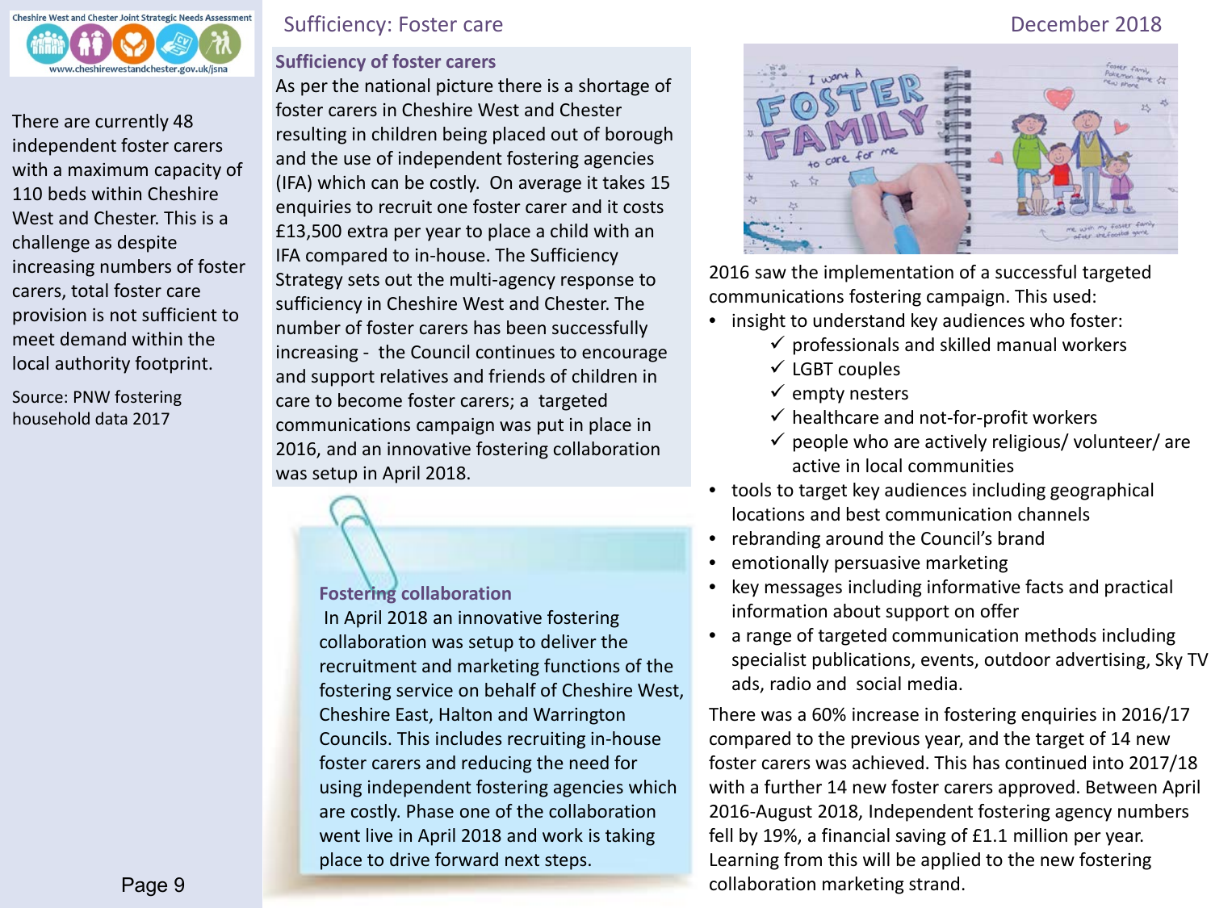# Sufficiency: Foster care

There are currently 48 independent foster carers with a maximum capacity of 110 beds within Cheshire West and Chester. This is a challenge as despite increasing numbers of foster carers, total foster care provision is not sufficient to meet demand within the local authority footprint.

Source: PNW fostering household data 2017

## Sufficiency of foster carers

As per the national picture there is a shortage of foster carers in Cheshire West and Chester resulting in children being placed out of borough and the use of independent fostering agencies (IFA) which can be costly. On average it takes 15 enquiries to recruit one foster carer and it costs £13,500 extra per year to place a child with an IFA compared to in-house. The Sufficiency Strategy sets out the multi-agency response to sufficiency in Cheshire West and Chester. The number of foster carers has been successfully increasing - the Council continues to encourage and support relatives and friends of children in care to become foster carers; a targeted communications campaign was put in place in 2016, and an innovative fostering collaboration was setup in April 2018.

## Fostering collaboration

In April 2018 an innovative fostering collaboration was setup to deliver the recruitment and marketing functions of the fostering service on behalf of Cheshire West, Cheshire East, Halton and Warrington Councils. This includes recruiting in-house foster carers and reducing the need for using independent fostering agencies which are costly. Phase one of the collaboration went live in April 2018 and work is taking place to drive forward next steps.

2016 saw the implementation of a successful targeted communications fostering campaign. This used:

- insight to understand key audiences who foster:
  - ✓ professionals and skilled manual workers
  - ✓ LGBT couples
  - ✓ empty nesters
  - ✓ healthcare and not-for-profit workers
  - ✓ people who are actively religious/ volunteer/ are active in local communities
- tools to target key audiences including geographical locations and best communication channels
- rebranding around the Council's brand
- emotionally persuasive marketing
- key messages including informative facts and practical information about support on offer
- a range of targeted communication methods including specialist publications, events, outdoor advertising, Sky TV ads, radio and social media.

There was a 60% increase in fostering enquiries in 2016/17 compared to the previous year, and the target of 14 new foster carers was achieved. This has continued into 2017/18 with a further 14 new foster carers approved. Between April 2016-August 2018, Independent fostering agency numbers fell by 19%, a financial saving of £1.1 million per year. Learning from this will be applied to the new fostering collaboration marketing strand.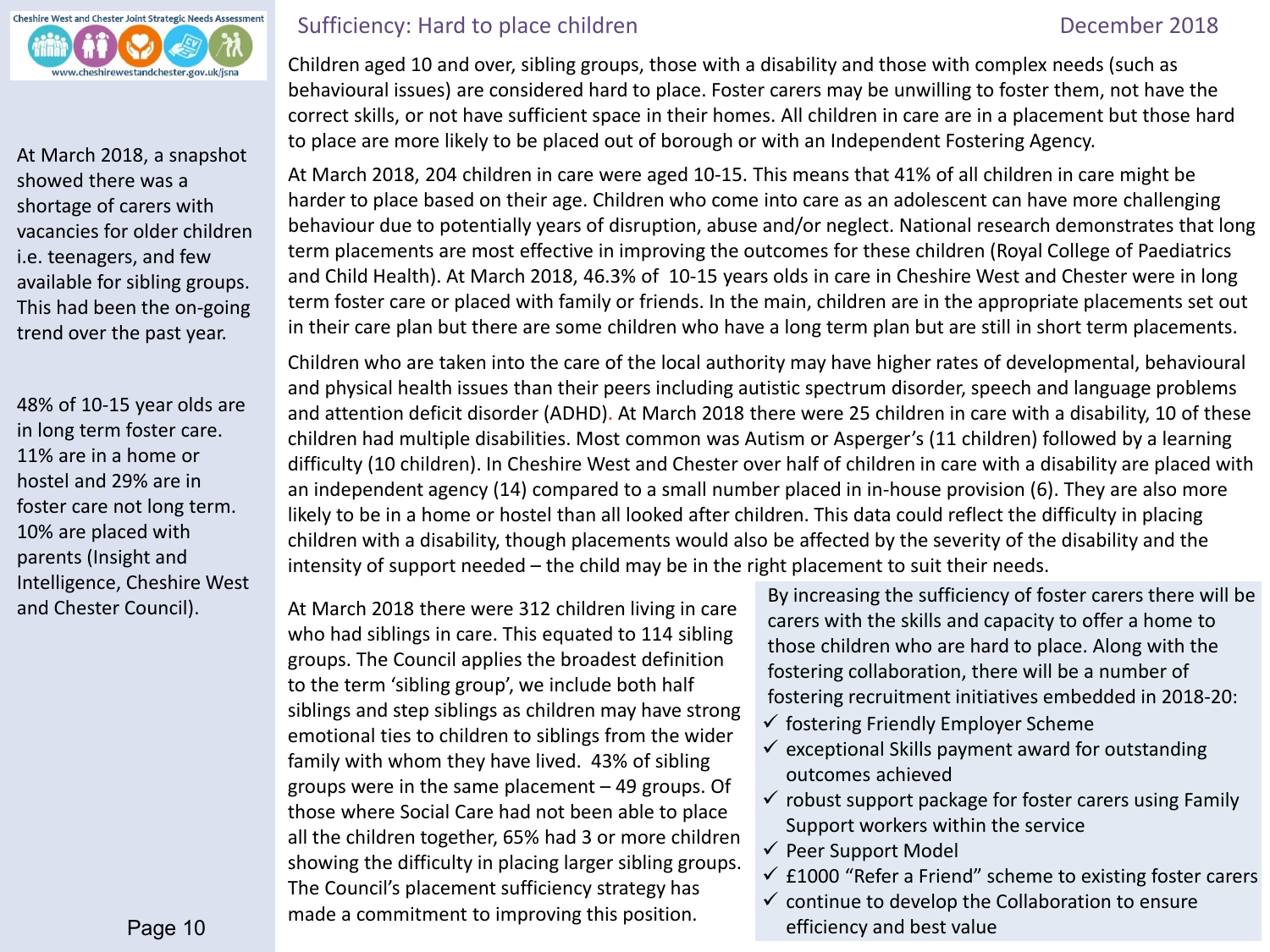## Sufficiency: Hard to place children

At March 2018, a snapshot showed there was a shortage of carers with vacancies for older children i.e. teenagers, and few available for sibling groups. This had been the on-going trend over the past year.

48% of 10-15 year olds are in long term foster care. 11% are in a home or hostel and 29% are in foster care not long term. 10% are placed with parents (Insight and Intelligence, Cheshire West and Chester Council).

Children aged 10 and over, sibling groups, those with a disability and those with complex needs (such as behavioural issues) are considered hard to place. Foster carers may be unwilling to foster them, not have the correct skills, or not have sufficient space in their homes. All children in care are in a placement but those hard to place are more likely to be placed out of borough or with an Independent Fostering Agency.

At March 2018, 204 children in care were aged 10-15. This means that 41% of all children in care might be harder to place based on their age. Children who come into care as an adolescent can have more challenging behaviour due to potentially years of disruption, abuse and/or neglect. National research demonstrates that long term placements are most effective in improving the outcomes for these children (Royal College of Paediatrics and Child Health). At March 2018, 46.3% of 10-15 years olds in care in Cheshire West and Chester were in long term foster care or placed with family or friends. In the main, children are in the appropriate placements set out in their care plan but there are some children who have a long term plan but are still in short term placements.

Children who are taken into the care of the local authority may have higher rates of developmental, behavioural and physical health issues than their peers including autistic spectrum disorder, speech and language problems and attention deficit disorder (ADHD). At March 2018 there were 25 children in care with a disability, 10 of these children had multiple disabilities. Most common was Autism or Asperger's (11 children) followed by a learning difficulty (10 children). In Cheshire West and Chester over half of children in care with a disability are placed with an independent agency (14) compared to a small number placed in in-house provision (6). They are also more likely to be in a home or hostel than all looked after children. This data could reflect the difficulty in placing children with a disability, though placements would also be affected by the severity of the disability and the intensity of support needed – the child may be in the right placement to suit their needs.

At March 2018 there were 312 children living in care who had siblings in care. This equated to 114 sibling groups. The Council applies the broadest definition to the term 'sibling group', we include both half siblings and step siblings as children may have strong emotional ties to children to siblings from the wider family with whom they have lived. 43% of sibling groups were in the same placement – 49 groups. Of those where Social Care had not been able to place all the children together, 65% had 3 or more children showing the difficulty in placing larger sibling groups. The Council's placement sufficiency strategy has made a commitment to improving this position.

By increasing the sufficiency of foster carers there will be carers with the skills and capacity to offer a home to those children who are hard to place. Along with the fostering collaboration, there will be a number of fostering recruitment initiatives embedded in 2018-20:

- ✓ fostering Friendly Employer Scheme
- ✓ exceptional Skills payment award for outstanding outcomes achieved
- ✓ robust support package for foster carers using Family Support workers within the service
- ✓ Peer Support Model
- ✓ £1000 "Refer a Friend" scheme to existing foster carers
- ✓ continue to develop the Collaboration to ensure efficiency and best value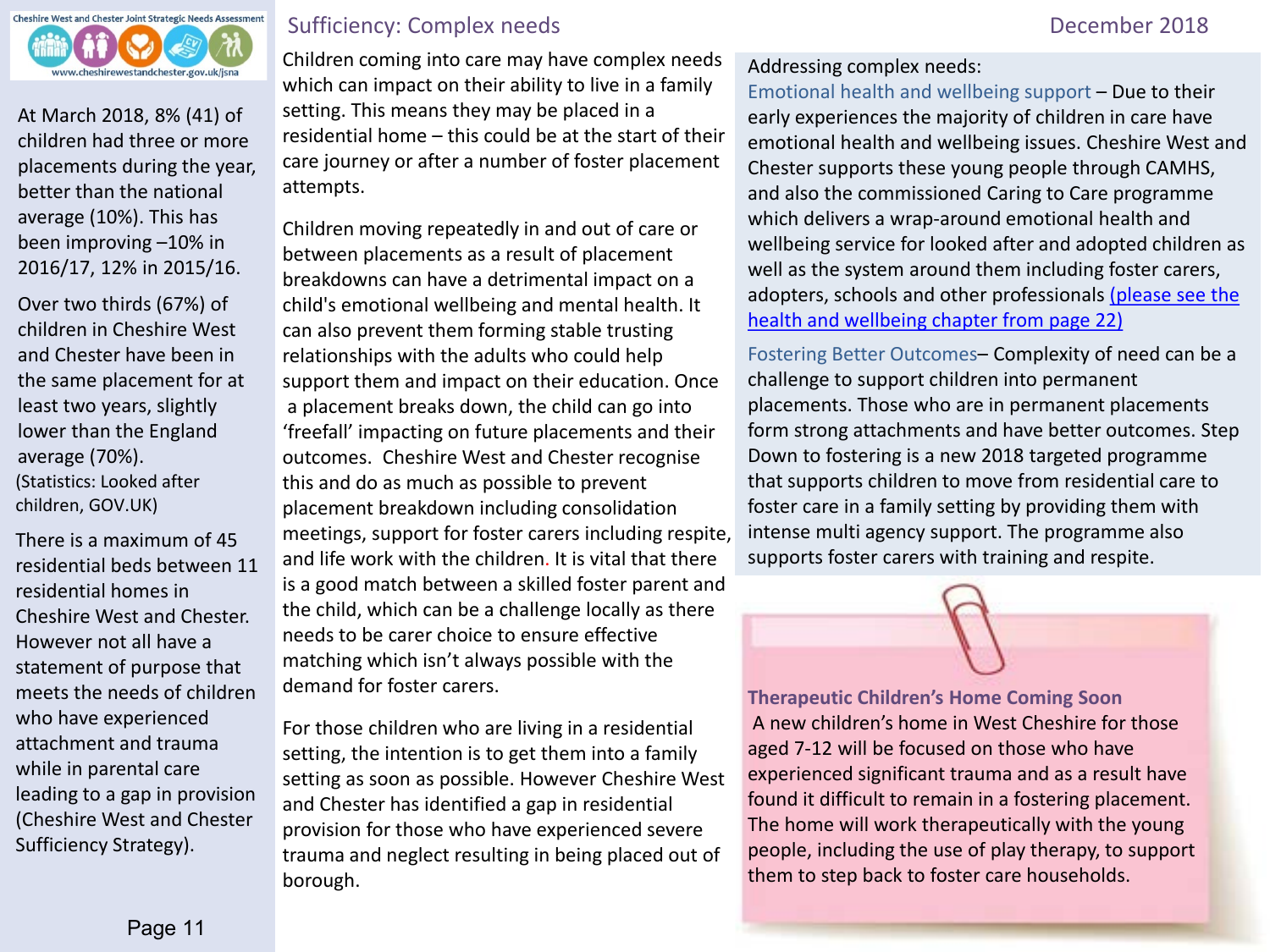## Sufficiency: Complex needs

December 2018

At March 2018, 8% (41) of children had three or more placements during the year, better than the national average (10%). This has been improving –10% in 2016/17, 12% in 2015/16.

Over two thirds (67%) of children in Cheshire West and Chester have been in the same placement for at least two years, slightly lower than the England average (70%).
(Statistics: Looked after children, GOV.UK)

There is a maximum of 45 residential beds between 11 residential homes in Cheshire West and Chester. However not all have a statement of purpose that meets the needs of children who have experienced attachment and trauma while in parental care leading to a gap in provision (Cheshire West and Chester Sufficiency Strategy).

Children coming into care may have complex needs which can impact on their ability to live in a family setting. This means they may be placed in a residential home – this could be at the start of their care journey or after a number of foster placement attempts.

Children moving repeatedly in and out of care or between placements as a result of placement breakdowns can have a detrimental impact on a child's emotional wellbeing and mental health. It can also prevent them forming stable trusting relationships with the adults who could help support them and impact on their education. Once a placement breaks down, the child can go into 'freefall' impacting on future placements and their outcomes. Cheshire West and Chester recognise this and do as much as possible to prevent placement breakdown including consolidation meetings, support for foster carers including respite, and life work with the children. It is vital that there is a good match between a skilled foster parent and the child, which can be a challenge locally as there needs to be carer choice to ensure effective matching which isn't always possible with the demand for foster carers.

For those children who are living in a residential setting, the intention is to get them into a family setting as soon as possible. However Cheshire West and Chester has identified a gap in residential provision for those who have experienced severe trauma and neglect resulting in being placed out of borough.

Addressing complex needs:

Emotional health and wellbeing support – Due to their early experiences the majority of children in care have emotional health and wellbeing issues. Cheshire West and Chester supports these young people through CAMHS, and also the commissioned Caring to Care programme which delivers a wrap-around emotional health and wellbeing service for looked after and adopted children as well as the system around them including foster carers, adopters, schools and other professionals (please see the health and wellbeing chapter from page 22)

Fostering Better Outcomes– Complexity of need can be a challenge to support children into permanent placements. Those who are in permanent placements form strong attachments and have better outcomes. Step Down to fostering is a new 2018 targeted programme that supports children to move from residential care to foster care in a family setting by providing them with intense multi agency support. The programme also supports foster carers with training and respite.

**Therapeutic Children's Home Coming Soon**
A new children's home in West Cheshire for those aged 7-12 will be focused on those who have experienced significant trauma and as a result have found it difficult to remain in a fostering placement. The home will work therapeutically with the young people, including the use of play therapy, to support them to step back to foster care households.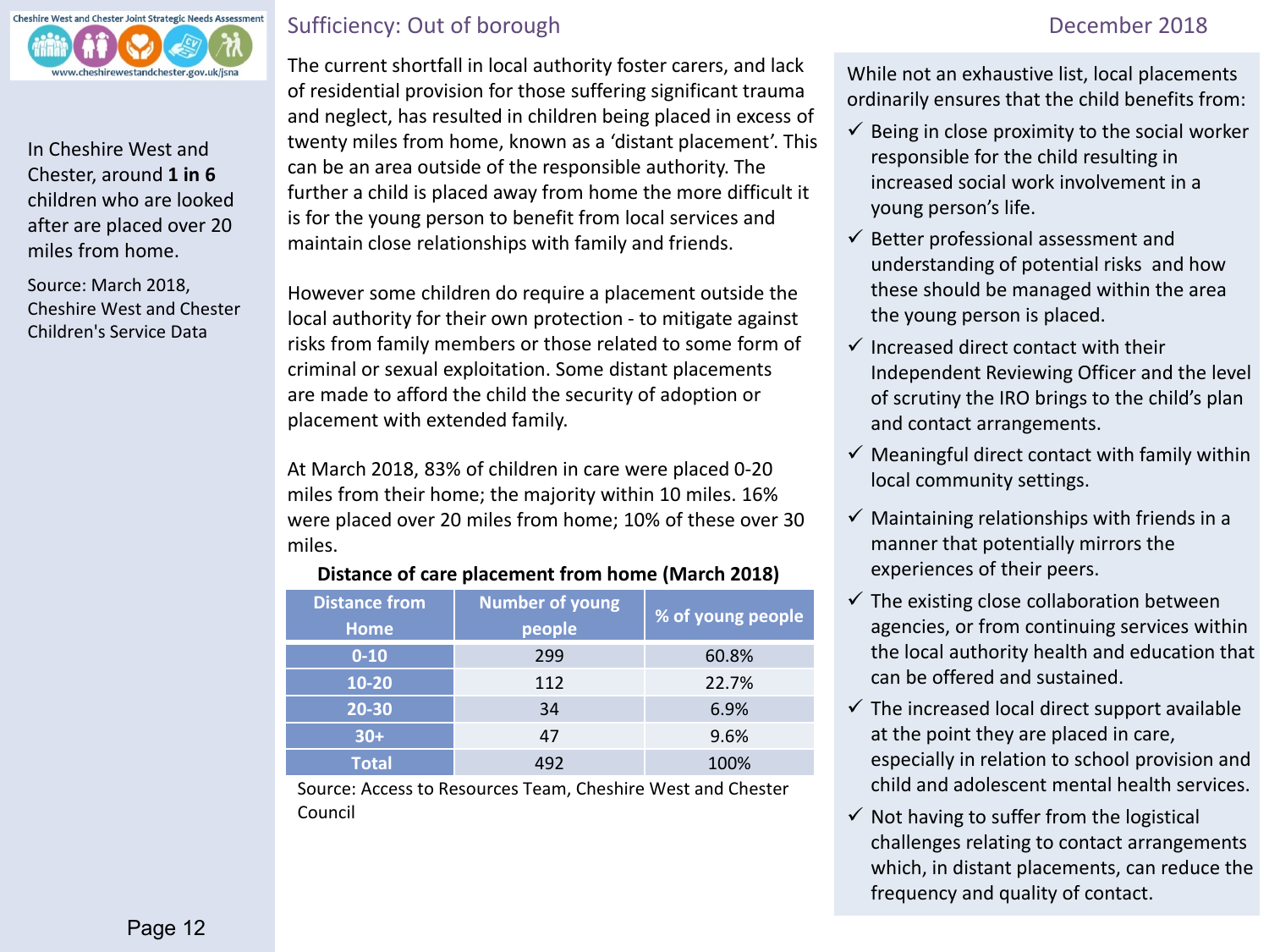## Sufficiency: Out of borough

December 2018

In Cheshire West and Chester, around **1 in 6** children who are looked after are placed over 20 miles from home.

Source: March 2018, Cheshire West and Chester Children's Service Data

The current shortfall in local authority foster carers, and lack of residential provision for those suffering significant trauma and neglect, has resulted in children being placed in excess of twenty miles from home, known as a 'distant placement'. This can be an area outside of the responsible authority. The further a child is placed away from home the more difficult it is for the young person to benefit from local services and maintain close relationships with family and friends.

However some children do require a placement outside the local authority for their own protection - to mitigate against risks from family members or those related to some form of criminal or sexual exploitation. Some distant placements are made to afford the child the security of adoption or placement with extended family.

At March 2018, 83% of children in care were placed 0-20 miles from their home; the majority within 10 miles. 16% were placed over 20 miles from home; 10% of these over 30 miles.

**Distance of care placement from home (March 2018)**

| Distance from Home | Number of young people | % of young people |
|---|---|---|
| 0-10 | 299 | 60.8% |
| 10-20 | 112 | 22.7% |
| 20-30 | 34 | 6.9% |
| 30+ | 47 | 9.6% |
| Total | 492 | 100% |

Source: Access to Resources Team, Cheshire West and Chester Council

While not an exhaustive list, local placements ordinarily ensures that the child benefits from:

- ✓ Being in close proximity to the social worker responsible for the child resulting in increased social work involvement in a young person's life.
- ✓ Better professional assessment and understanding of potential risks and how these should be managed within the area the young person is placed.
- ✓ Increased direct contact with their Independent Reviewing Officer and the level of scrutiny the IRO brings to the child's plan and contact arrangements.
- ✓ Meaningful direct contact with family within local community settings.
- ✓ Maintaining relationships with friends in a manner that potentially mirrors the experiences of their peers.
- ✓ The existing close collaboration between agencies, or from continuing services within the local authority health and education that can be offered and sustained.
- ✓ The increased local direct support available at the point they are placed in care, especially in relation to school provision and child and adolescent mental health services.
- ✓ Not having to suffer from the logistical challenges relating to contact arrangements which, in distant placements, can reduce the frequency and quality of contact.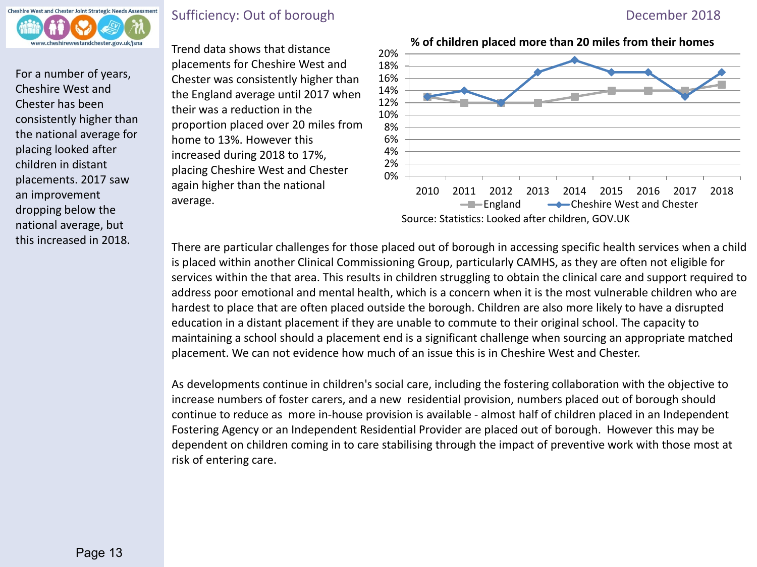## Sufficiency: Out of borough

December 2018

For a number of years, Cheshire West and Chester has been consistently higher than the national average for placing looked after children in distant placements. 2017 saw an improvement dropping below the national average, but this increased in 2018.

Trend data shows that distance placements for Cheshire West and Chester was consistently higher than the England average until 2017 when their was a reduction in the proportion placed over 20 miles from home to 13%. However this increased during 2018 to 17%, placing Cheshire West and Chester again higher than the national average.

**% of children placed more than 20 miles from their homes**

| Year | England | Cheshire West and Chester |
|---|---|---|
| 2010 | 13% | 13% |
| 2011 | 12% | 14% |
| 2012 | 12% | 12% |
| 2013 | 12% | 17% |
| 2014 | 13% | 19% |
| 2015 | 14% | 17% |
| 2016 | 14% | 17% |
| 2017 | 14% | 13% |
| 2018 | 15% | 17% |

Source: Statistics: Looked after children, GOV.UK

There are particular challenges for those placed out of borough in accessing specific health services when a child is placed within another Clinical Commissioning Group, particularly CAMHS, as they are often not eligible for services within the that area. This results in children struggling to obtain the clinical care and support required to address poor emotional and mental health, which is a concern when it is the most vulnerable children who are hardest to place that are often placed outside the borough. Children are also more likely to have a disrupted education in a distant placement if they are unable to commute to their original school. The capacity to maintaining a school should a placement end is a significant challenge when sourcing an appropriate matched placement. We can not evidence how much of an issue this is in Cheshire West and Chester.

As developments continue in children's social care, including the fostering collaboration with the objective to increase numbers of foster carers, and a new residential provision, numbers placed out of borough should continue to reduce as more in-house provision is available - almost half of children placed in an Independent Fostering Agency or an Independent Residential Provider are placed out of borough. However this may be dependent on children coming in to care stabilising through the impact of preventive work with those most at risk of entering care.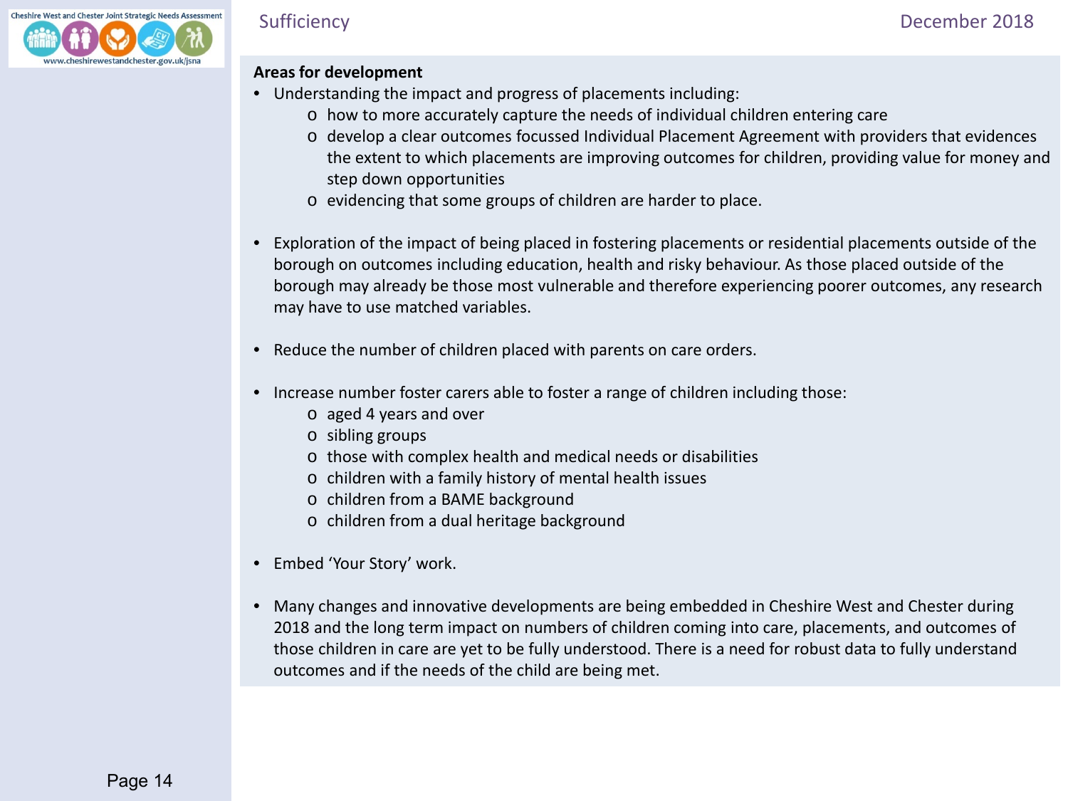**Areas for development**

- Understanding the impact and progress of placements including:
  - how to more accurately capture the needs of individual children entering care
  - develop a clear outcomes focussed Individual Placement Agreement with providers that evidences the extent to which placements are improving outcomes for children, providing value for money and step down opportunities
  - evidencing that some groups of children are harder to place.
- Exploration of the impact of being placed in fostering placements or residential placements outside of the borough on outcomes including education, health and risky behaviour. As those placed outside of the borough may already be those most vulnerable and therefore experiencing poorer outcomes, any research may have to use matched variables.
- Reduce the number of children placed with parents on care orders.
- Increase number foster carers able to foster a range of children including those:
  - aged 4 years and over
  - sibling groups
  - those with complex health and medical needs or disabilities
  - children with a family history of mental health issues
  - children from a BAME background
  - children from a dual heritage background
- Embed 'Your Story' work.
- Many changes and innovative developments are being embedded in Cheshire West and Chester during 2018 and the long term impact on numbers of children coming into care, placements, and outcomes of those children in care are yet to be fully understood. There is a need for robust data to fully understand outcomes and if the needs of the child are being met.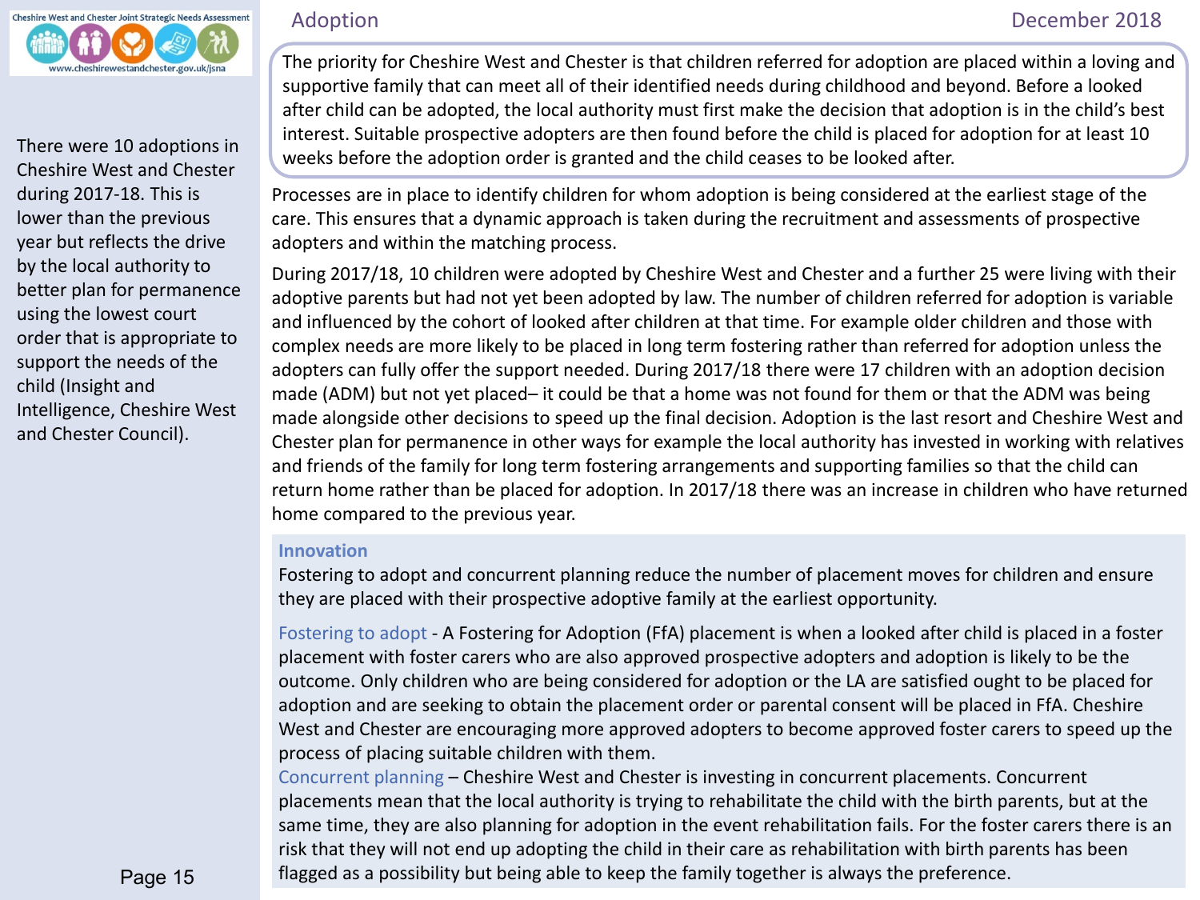# Adoption

There were 10 adoptions in Cheshire West and Chester during 2017-18. This is lower than the previous year but reflects the drive by the local authority to better plan for permanence using the lowest court order that is appropriate to support the needs of the child (Insight and Intelligence, Cheshire West and Chester Council).

The priority for Cheshire West and Chester is that children referred for adoption are placed within a loving and supportive family that can meet all of their identified needs during childhood and beyond. Before a looked after child can be adopted, the local authority must first make the decision that adoption is in the child's best interest. Suitable prospective adopters are then found before the child is placed for adoption for at least 10 weeks before the adoption order is granted and the child ceases to be looked after.

Processes are in place to identify children for whom adoption is being considered at the earliest stage of the care. This ensures that a dynamic approach is taken during the recruitment and assessments of prospective adopters and within the matching process.

During 2017/18, 10 children were adopted by Cheshire West and Chester and a further 25 were living with their adoptive parents but had not yet been adopted by law. The number of children referred for adoption is variable and influenced by the cohort of looked after children at that time. For example older children and those with complex needs are more likely to be placed in long term fostering rather than referred for adoption unless the adopters can fully offer the support needed. During 2017/18 there were 17 children with an adoption decision made (ADM) but not yet placed– it could be that a home was not found for them or that the ADM was being made alongside other decisions to speed up the final decision. Adoption is the last resort and Cheshire West and Chester plan for permanence in other ways for example the local authority has invested in working with relatives and friends of the family for long term fostering arrangements and supporting families so that the child can return home rather than be placed for adoption. In 2017/18 there was an increase in children who have returned home compared to the previous year.

## Innovation

Fostering to adopt and concurrent planning reduce the number of placement moves for children and ensure they are placed with their prospective adoptive family at the earliest opportunity.

Fostering to adopt - A Fostering for Adoption (FfA) placement is when a looked after child is placed in a foster placement with foster carers who are also approved prospective adopters and adoption is likely to be the outcome. Only children who are being considered for adoption or the LA are satisfied ought to be placed for adoption and are seeking to obtain the placement order or parental consent will be placed in FfA. Cheshire West and Chester are encouraging more approved adopters to become approved foster carers to speed up the process of placing suitable children with them.

Concurrent planning – Cheshire West and Chester is investing in concurrent placements. Concurrent placements mean that the local authority is trying to rehabilitate the child with the birth parents, but at the same time, they are also planning for adoption in the event rehabilitation fails. For the foster carers there is an risk that they will not end up adopting the child in their care as rehabilitation with birth parents has been flagged as a possibility but being able to keep the family together is always the preference.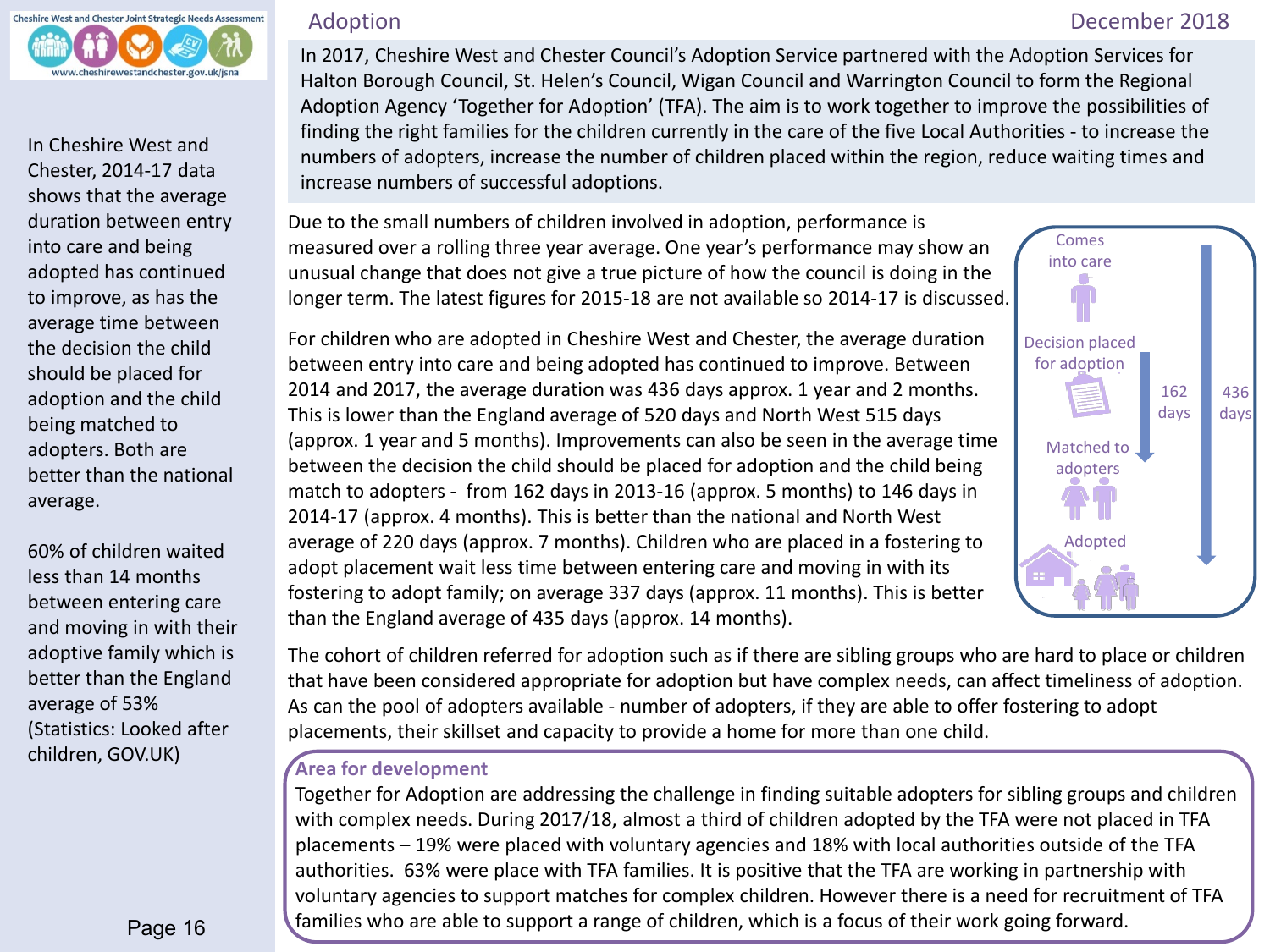# Adoption

December 2018

In Cheshire West and Chester, 2014-17 data shows that the average duration between entry into care and being adopted has continued to improve, as has the average time between the decision the child should be placed for adoption and the child being matched to adopters. Both are better than the national average.

60% of children waited less than 14 months between entering care and moving in with their adoptive family which is better than the England average of 53% (Statistics: Looked after children, GOV.UK)

In 2017, Cheshire West and Chester Council's Adoption Service partnered with the Adoption Services for Halton Borough Council, St. Helen's Council, Wigan Council and Warrington Council to form the Regional Adoption Agency 'Together for Adoption' (TFA). The aim is to work together to improve the possibilities of finding the right families for the children currently in the care of the five Local Authorities - to increase the numbers of adopters, increase the number of children placed within the region, reduce waiting times and increase numbers of successful adoptions.

Due to the small numbers of children involved in adoption, performance is measured over a rolling three year average. One year's performance may show an unusual change that does not give a true picture of how the council is doing in the longer term. The latest figures for 2015-18 are not available so 2014-17 is discussed.

For children who are adopted in Cheshire West and Chester, the average duration between entry into care and being adopted has continued to improve. Between 2014 and 2017, the average duration was 436 days approx. 1 year and 2 months. This is lower than the England average of 520 days and North West 515 days (approx. 1 year and 5 months). Improvements can also be seen in the average time between the decision the child should be placed for adoption and the child being match to adopters - from 162 days in 2013-16 (approx. 5 months) to 146 days in 2014-17 (approx. 4 months). This is better than the national and North West average of 220 days (approx. 7 months). Children who are placed in a fostering to adopt placement wait less time between entering care and moving in with its fostering to adopt family; on average 337 days (approx. 11 months). This is better than the England average of 435 days (approx. 14 months).

Comes into care → Decision placed for adoption → Matched to adopters → Adopted

162 days (decision placed for adoption to matched to adopters)

436 days (comes into care to adopted)

The cohort of children referred for adoption such as if there are sibling groups who are hard to place or children that have been considered appropriate for adoption but have complex needs, can affect timeliness of adoption. As can the pool of adopters available - number of adopters, if they are able to offer fostering to adopt placements, their skillset and capacity to provide a home for more than one child.

## Area for development

Together for Adoption are addressing the challenge in finding suitable adopters for sibling groups and children with complex needs. During 2017/18, almost a third of children adopted by the TFA were not placed in TFA placements – 19% were placed with voluntary agencies and 18% with local authorities outside of the TFA authorities. 63% were place with TFA families. It is positive that the TFA are working in partnership with voluntary agencies to support matches for complex children. However there is a need for recruitment of TFA families who are able to support a range of children, which is a focus of their work going forward.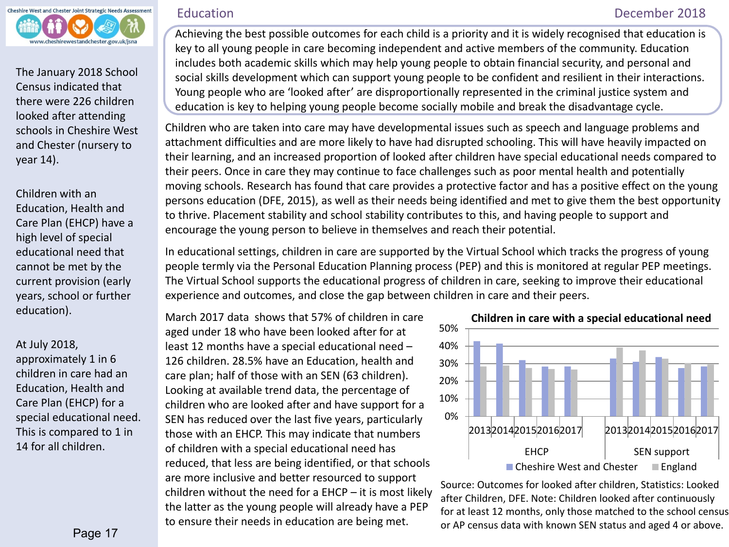# Education

Achieving the best possible outcomes for each child is a priority and it is widely recognised that education is key to all young people in care becoming independent and active members of the community. Education includes both academic skills which may help young people to obtain financial security, and personal and social skills development which can support young people to be confident and resilient in their interactions. Young people who are 'looked after' are disproportionally represented in the criminal justice system and education is key to helping young people become socially mobile and break the disadvantage cycle.

Children who are taken into care may have developmental issues such as speech and language problems and attachment difficulties and are more likely to have had disrupted schooling. This will have heavily impacted on their learning, and an increased proportion of looked after children have special educational needs compared to their peers. Once in care they may continue to face challenges such as poor mental health and potentially moving schools. Research has found that care provides a protective factor and has a positive effect on the young persons education (DFE, 2015), as well as their needs being identified and met to give them the best opportunity to thrive. Placement stability and school stability contributes to this, and having people to support and encourage the young person to believe in themselves and reach their potential.

In educational settings, children in care are supported by the Virtual School which tracks the progress of young people termly via the Personal Education Planning process (PEP) and this is monitored at regular PEP meetings. The Virtual School supports the educational progress of children in care, seeking to improve their educational experience and outcomes, and close the gap between children in care and their peers.

March 2017 data shows that 57% of children in care aged under 18 who have been looked after for at least 12 months have a special educational need – 126 children. 28.5% have an Education, health and care plan; half of those with an SEN (63 children). Looking at available trend data, the percentage of children who are looked after and have support for a SEN has reduced over the last five years, particularly those with an EHCP. This may indicate that numbers of children with a special educational need has reduced, that less are being identified, or that schools are more inclusive and better resourced to support children without the need for a EHCP – it is most likely the latter as the young people will already have a PEP to ensure their needs in education are being met.

**Children in care with a special educational need**

| | Year | Cheshire West and Chester | England |
|---|---|---|---|
| EHCP | 2013 | 43% | 28% |
| | 2014 | 42% | 29% |
| | 2015 | 32% | 27% |
| | 2016 | 28% | 27% |
| | 2017 | 28% | 27% |
| SEN support | 2013 | 33% | 39% |
| | 2014 | 31% | 38% |
| | 2015 | 34% | 33% |
| | 2016 | 27% | 30% |
| | 2017 | 28% | 29% |

Source: Outcomes for looked after children, Statistics: Looked after Children, DFE. Note: Children looked after continuously for at least 12 months, only those matched to the school census or AP census data with known SEN status and aged 4 or above.

The January 2018 School Census indicated that there were 226 children looked after attending schools in Cheshire West and Chester (nursery to year 14).

Children with an Education, Health and Care Plan (EHCP) have a high level of special educational need that cannot be met by the current provision (early years, school or further education).

At July 2018, approximately 1 in 6 children in care had an Education, Health and Care Plan (EHCP) for a special educational need. This is compared to 1 in 14 for all children.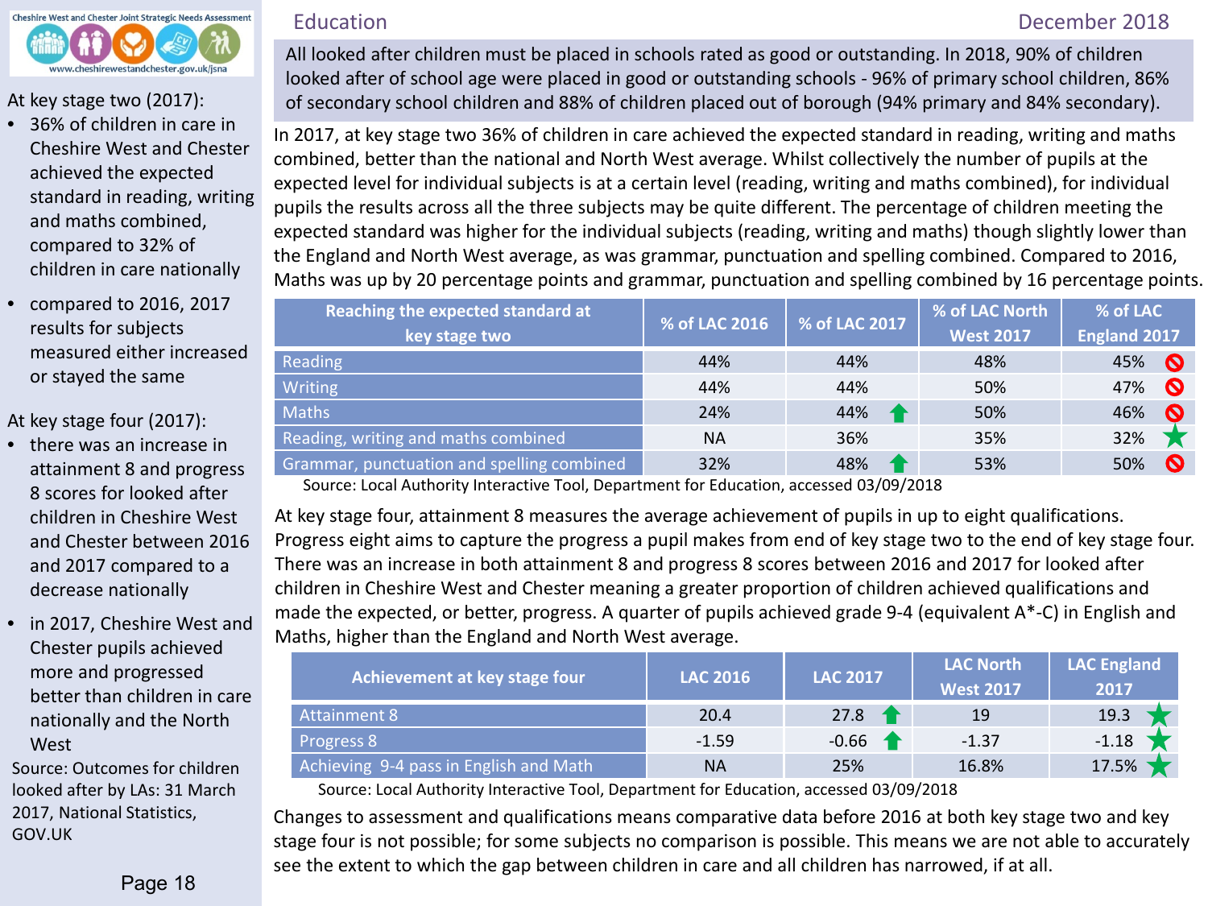## Education

December 2018

All looked after children must be placed in schools rated as good or outstanding. In 2018, 90% of children looked after of school age were placed in good or outstanding schools - 96% of primary school children, 86% of secondary school children and 88% of children placed out of borough (94% primary and 84% secondary).

In 2017, at key stage two 36% of children in care achieved the expected standard in reading, writing and maths combined, better than the national and North West average. Whilst collectively the number of pupils at the expected level for individual subjects is at a certain level (reading, writing and maths combined), for individual pupils the results across all the three subjects may be quite different. The percentage of children meeting the expected standard was higher for the individual subjects (reading, writing and maths) though slightly lower than the England and North West average, as was grammar, punctuation and spelling combined. Compared to 2016, Maths was up by 20 percentage points and grammar, punctuation and spelling combined by 16 percentage points.

| Reaching the expected standard at key stage two | % of LAC 2016 | % of LAC 2017 | % of LAC North West 2017 | % of LAC England 2017 |
|---|---|---|---|---|
| Reading | 44% | 44% | 48% | 45% |
| Writing | 44% | 44% | 50% | 47% |
| Maths | 24% | 44% ↑ | 50% | 46% |
| Reading, writing and maths combined | NA | 36% | 35% | 32% ★ |
| Grammar, punctuation and spelling combined | 32% | 48% ↑ | 53% | 50% |

Source: Local Authority Interactive Tool, Department for Education, accessed 03/09/2018

At key stage four, attainment 8 measures the average achievement of pupils in up to eight qualifications. Progress eight aims to capture the progress a pupil makes from end of key stage two to the end of key stage four. There was an increase in both attainment 8 and progress 8 scores between 2016 and 2017 for looked after children in Cheshire West and Chester meaning a greater proportion of children achieved qualifications and made the expected, or better, progress. A quarter of pupils achieved grade 9-4 (equivalent A*-C) in English and Maths, higher than the England and North West average.

| Achievement at key stage four | LAC 2016 | LAC 2017 | LAC North West 2017 | LAC England 2017 |
|---|---|---|---|---|
| Attainment 8 | 20.4 | 27.8 ↑ | 19 | 19.3 ★ |
| Progress 8 | -1.59 | -0.66 ↑ | -1.37 | -1.18 ★ |
| Achieving 9-4 pass in English and Math | NA | 25% | 16.8% | 17.5% ★ |

Source: Local Authority Interactive Tool, Department for Education, accessed 03/09/2018

Changes to assessment and qualifications means comparative data before 2016 at both key stage two and key stage four is not possible; for some subjects no comparison is possible. This means we are not able to accurately see the extent to which the gap between children in care and all children has narrowed, if at all.

At key stage two (2017):

- 36% of children in care in Cheshire West and Chester achieved the expected standard in reading, writing and maths combined, compared to 32% of children in care nationally
- compared to 2016, 2017 results for subjects measured either increased or stayed the same

At key stage four (2017):

- there was an increase in attainment 8 and progress 8 scores for looked after children in Cheshire West and Chester between 2016 and 2017 compared to a decrease nationally
- in 2017, Cheshire West and Chester pupils achieved more and progressed better than children in care nationally and the North West

Source: Outcomes for children looked after by LAs: 31 March 2017, National Statistics, GOV.UK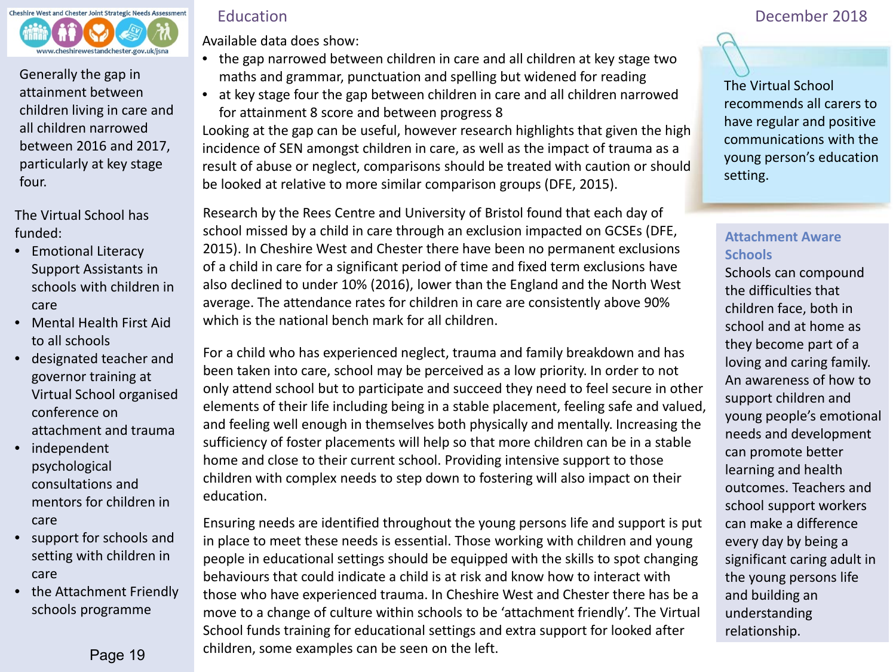## Education

Generally the gap in attainment between children living in care and all children narrowed between 2016 and 2017, particularly at key stage four.

The Virtual School has funded:

- Emotional Literacy Support Assistants in schools with children in care
- Mental Health First Aid to all schools
- designated teacher and governor training at Virtual School organised conference on attachment and trauma
- independent psychological consultations and mentors for children in care
- support for schools and setting with children in care
- the Attachment Friendly schools programme

Available data does show:

- the gap narrowed between children in care and all children at key stage two maths and grammar, punctuation and spelling but widened for reading
- at key stage four the gap between children in care and all children narrowed for attainment 8 score and between progress 8

Looking at the gap can be useful, however research highlights that given the high incidence of SEN amongst children in care, as well as the impact of trauma as a result of abuse or neglect, comparisons should be treated with caution or should be looked at relative to more similar comparison groups (DFE, 2015).

Research by the Rees Centre and University of Bristol found that each day of school missed by a child in care through an exclusion impacted on GCSEs (DFE, 2015). In Cheshire West and Chester there have been no permanent exclusions of a child in care for a significant period of time and fixed term exclusions have also declined to under 10% (2016), lower than the England and the North West average. The attendance rates for children in care are consistently above 90% which is the national bench mark for all children.

For a child who has experienced neglect, trauma and family breakdown and has been taken into care, school may be perceived as a low priority. In order to not only attend school but to participate and succeed they need to feel secure in other elements of their life including being in a stable placement, feeling safe and valued, and feeling well enough in themselves both physically and mentally. Increasing the sufficiency of foster placements will help so that more children can be in a stable home and close to their current school. Providing intensive support to those children with complex needs to step down to fostering will also impact on their education.

Ensuring needs are identified throughout the young persons life and support is put in place to meet these needs is essential. Those working with children and young people in educational settings should be equipped with the skills to spot changing behaviours that could indicate a child is at risk and know how to interact with those who have experienced trauma. In Cheshire West and Chester there has be a move to a change of culture within schools to be 'attachment friendly'. The Virtual School funds training for educational settings and extra support for looked after children, some examples can be seen on the left.

The Virtual School recommends all carers to have regular and positive communications with the young person's education setting.

### Attachment Aware Schools

Schools can compound the difficulties that children face, both in school and at home as they become part of a loving and caring family. An awareness of how to support children and young people's emotional needs and development can promote better learning and health outcomes. Teachers and school support workers can make a difference every day by being a significant caring adult in the young persons life and building an understanding relationship.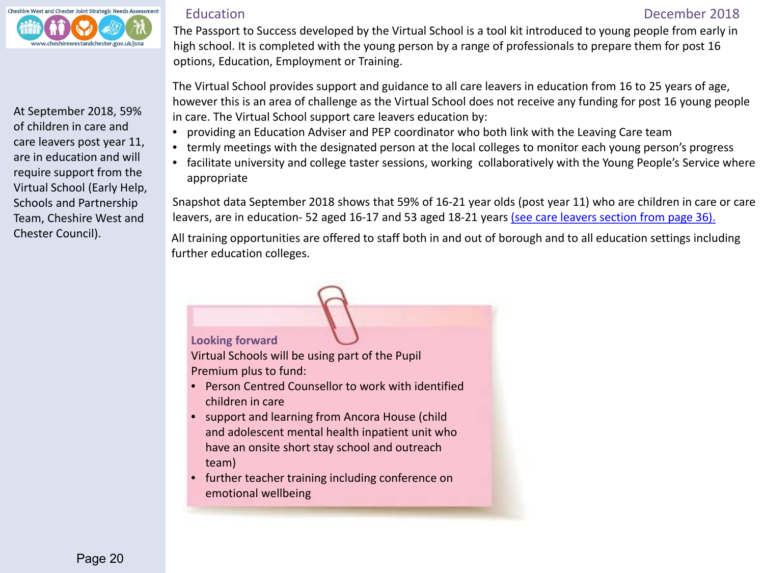## Education

At September 2018, 59% of children in care and care leavers post year 11, are in education and will require support from the Virtual School (Early Help, Schools and Partnership Team, Cheshire West and Chester Council).

The Passport to Success developed by the Virtual School is a tool kit introduced to young people from early in high school. It is completed with the young person by a range of professionals to prepare them for post 16 options, Education, Employment or Training.

The Virtual School provides support and guidance to all care leavers in education from 16 to 25 years of age, however this is an area of challenge as the Virtual School does not receive any funding for post 16 young people in care. The Virtual School support care leavers education by:

- providing an Education Adviser and PEP coordinator who both link with the Leaving Care team
- termly meetings with the designated person at the local colleges to monitor each young person's progress
- facilitate university and college taster sessions, working collaboratively with the Young People's Service where appropriate

Snapshot data September 2018 shows that 59% of 16-21 year olds (post year 11) who are children in care or care leavers, are in education- 52 aged 16-17 and 53 aged 18-21 years (see care leavers section from page 36).

All training opportunities are offered to staff both in and out of borough and to all education settings including further education colleges.

**Looking forward**

Virtual Schools will be using part of the Pupil Premium plus to fund:

- Person Centred Counsellor to work with identified children in care
- support and learning from Ancora House (child and adolescent mental health inpatient unit who have an onsite short stay school and outreach team)
- further teacher training including conference on emotional wellbeing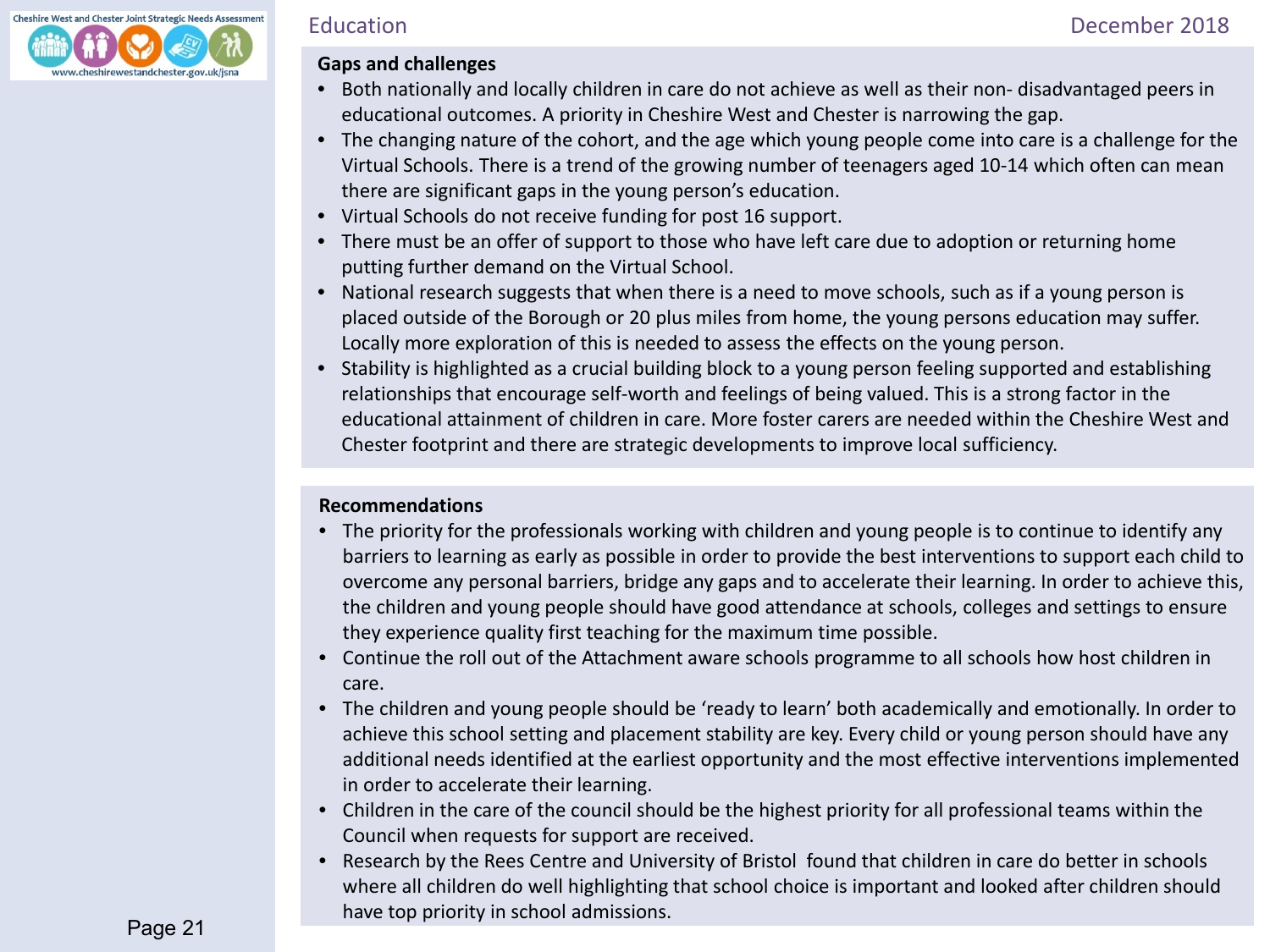## Education

### Gaps and challenges

- Both nationally and locally children in care do not achieve as well as their non- disadvantaged peers in educational outcomes. A priority in Cheshire West and Chester is narrowing the gap.
- The changing nature of the cohort, and the age which young people come into care is a challenge for the Virtual Schools. There is a trend of the growing number of teenagers aged 10-14 which often can mean there are significant gaps in the young person's education.
- Virtual Schools do not receive funding for post 16 support.
- There must be an offer of support to those who have left care due to adoption or returning home putting further demand on the Virtual School.
- National research suggests that when there is a need to move schools, such as if a young person is placed outside of the Borough or 20 plus miles from home, the young persons education may suffer. Locally more exploration of this is needed to assess the effects on the young person.
- Stability is highlighted as a crucial building block to a young person feeling supported and establishing relationships that encourage self-worth and feelings of being valued. This is a strong factor in the educational attainment of children in care. More foster carers are needed within the Cheshire West and Chester footprint and there are strategic developments to improve local sufficiency.

### Recommendations

- The priority for the professionals working with children and young people is to continue to identify any barriers to learning as early as possible in order to provide the best interventions to support each child to overcome any personal barriers, bridge any gaps and to accelerate their learning. In order to achieve this, the children and young people should have good attendance at schools, colleges and settings to ensure they experience quality first teaching for the maximum time possible.
- Continue the roll out of the Attachment aware schools programme to all schools how host children in care.
- The children and young people should be 'ready to learn' both academically and emotionally. In order to achieve this school setting and placement stability are key. Every child or young person should have any additional needs identified at the earliest opportunity and the most effective interventions implemented in order to accelerate their learning.
- Children in the care of the council should be the highest priority for all professional teams within the Council when requests for support are received.
- Research by the Rees Centre and University of Bristol found that children in care do better in schools where all children do well highlighting that school choice is important and looked after children should have top priority in school admissions.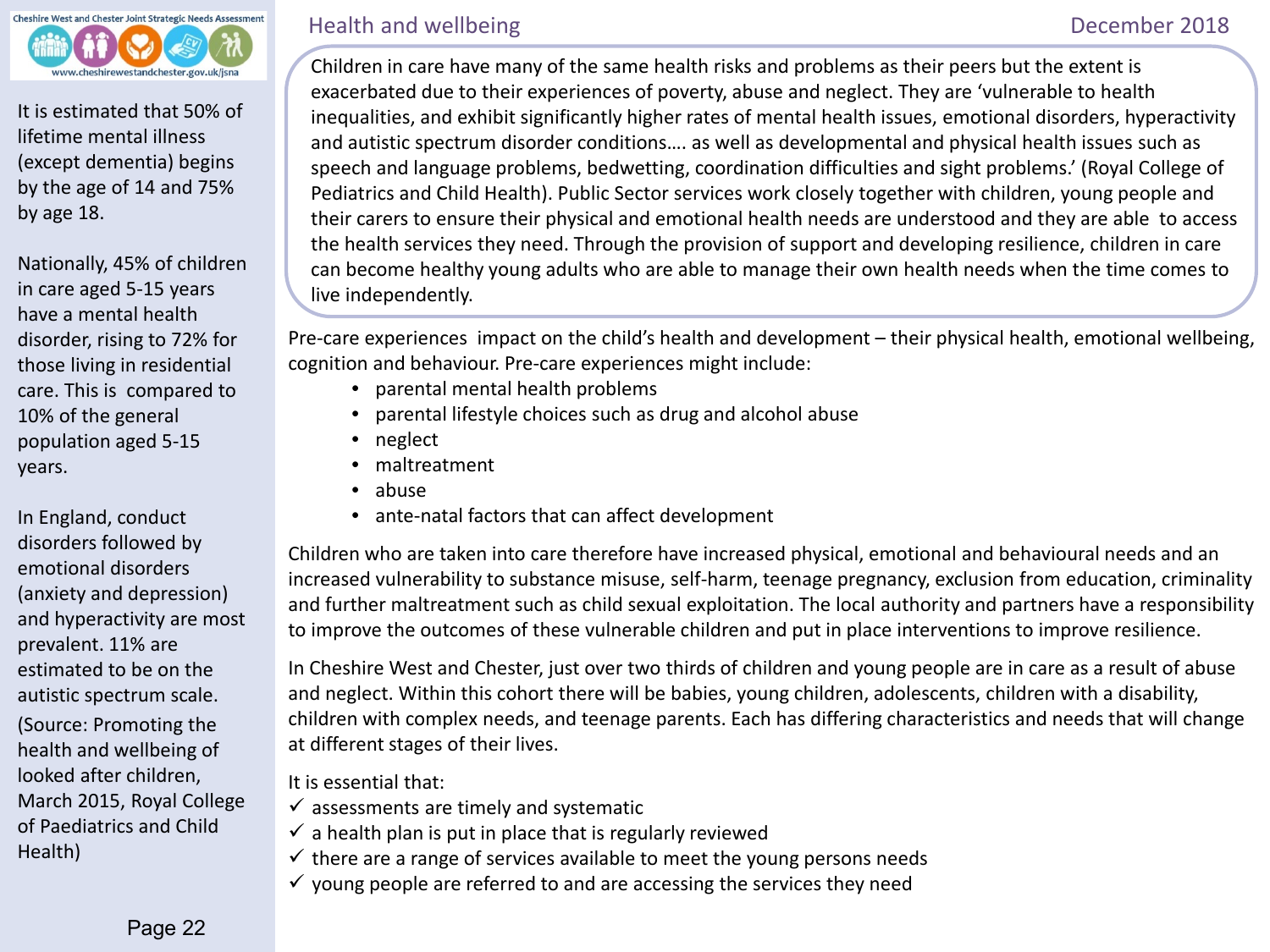# Health and wellbeing

It is estimated that 50% of lifetime mental illness (except dementia) begins by the age of 14 and 75% by age 18.

Nationally, 45% of children in care aged 5-15 years have a mental health disorder, rising to 72% for those living in residential care. This is compared to 10% of the general population aged 5-15 years.

In England, conduct disorders followed by emotional disorders (anxiety and depression) and hyperactivity are most prevalent. 11% are estimated to be on the autistic spectrum scale.

(Source: Promoting the health and wellbeing of looked after children, March 2015, Royal College of Paediatrics and Child Health)

Children in care have many of the same health risks and problems as their peers but the extent is exacerbated due to their experiences of poverty, abuse and neglect. They are 'vulnerable to health inequalities, and exhibit significantly higher rates of mental health issues, emotional disorders, hyperactivity and autistic spectrum disorder conditions…. as well as developmental and physical health issues such as speech and language problems, bedwetting, coordination difficulties and sight problems.' (Royal College of Pediatrics and Child Health). Public Sector services work closely together with children, young people and their carers to ensure their physical and emotional health needs are understood and they are able to access the health services they need. Through the provision of support and developing resilience, children in care can become healthy young adults who are able to manage their own health needs when the time comes to live independently.

Pre-care experiences impact on the child's health and development – their physical health, emotional wellbeing, cognition and behaviour. Pre-care experiences might include:

- parental mental health problems
- parental lifestyle choices such as drug and alcohol abuse
- neglect
- maltreatment
- abuse
- ante-natal factors that can affect development

Children who are taken into care therefore have increased physical, emotional and behavioural needs and an increased vulnerability to substance misuse, self-harm, teenage pregnancy, exclusion from education, criminality and further maltreatment such as child sexual exploitation. The local authority and partners have a responsibility to improve the outcomes of these vulnerable children and put in place interventions to improve resilience.

In Cheshire West and Chester, just over two thirds of children and young people are in care as a result of abuse and neglect. Within this cohort there will be babies, young children, adolescents, children with a disability, children with complex needs, and teenage parents. Each has differing characteristics and needs that will change at different stages of their lives.

It is essential that:

- ✓ assessments are timely and systematic
- ✓ a health plan is put in place that is regularly reviewed
- ✓ there are a range of services available to meet the young persons needs
- ✓ young people are referred to and are accessing the services they need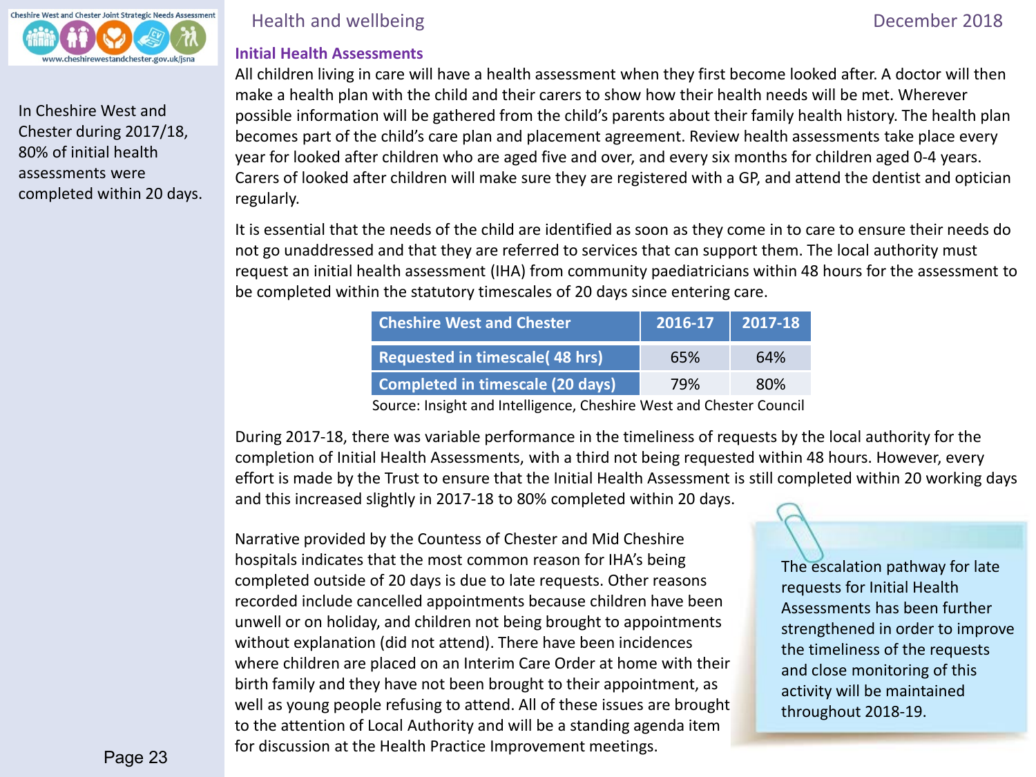## Initial Health Assessments

In Cheshire West and Chester during 2017/18, 80% of initial health assessments were completed within 20 days.

All children living in care will have a health assessment when they first become looked after. A doctor will then make a health plan with the child and their carers to show how their health needs will be met. Wherever possible information will be gathered from the child's parents about their family health history. The health plan becomes part of the child's care plan and placement agreement. Review health assessments take place every year for looked after children who are aged five and over, and every six months for children aged 0-4 years. Carers of looked after children will make sure they are registered with a GP, and attend the dentist and optician regularly.

It is essential that the needs of the child are identified as soon as they come in to care to ensure their needs do not go unaddressed and that they are referred to services that can support them. The local authority must request an initial health assessment (IHA) from community paediatricians within 48 hours for the assessment to be completed within the statutory timescales of 20 days since entering care.

| Cheshire West and Chester | 2016-17 | 2017-18 |
|---|---|---|
| Requested in timescale( 48 hrs) | 65% | 64% |
| Completed in timescale (20 days) | 79% | 80% |

Source: Insight and Intelligence, Cheshire West and Chester Council

During 2017-18, there was variable performance in the timeliness of requests by the local authority for the completion of Initial Health Assessments, with a third not being requested within 48 hours. However, every effort is made by the Trust to ensure that the Initial Health Assessment is still completed within 20 working days and this increased slightly in 2017-18 to 80% completed within 20 days.

Narrative provided by the Countess of Chester and Mid Cheshire hospitals indicates that the most common reason for IHA's being completed outside of 20 days is due to late requests. Other reasons recorded include cancelled appointments because children have been unwell or on holiday, and children not being brought to appointments without explanation (did not attend). There have been incidences where children are placed on an Interim Care Order at home with their birth family and they have not been brought to their appointment, as well as young people refusing to attend. All of these issues are brought to the attention of Local Authority and will be a standing agenda item for discussion at the Health Practice Improvement meetings.

The escalation pathway for late requests for Initial Health Assessments has been further strengthened in order to improve the timeliness of the requests and close monitoring of this activity will be maintained throughout 2018-19.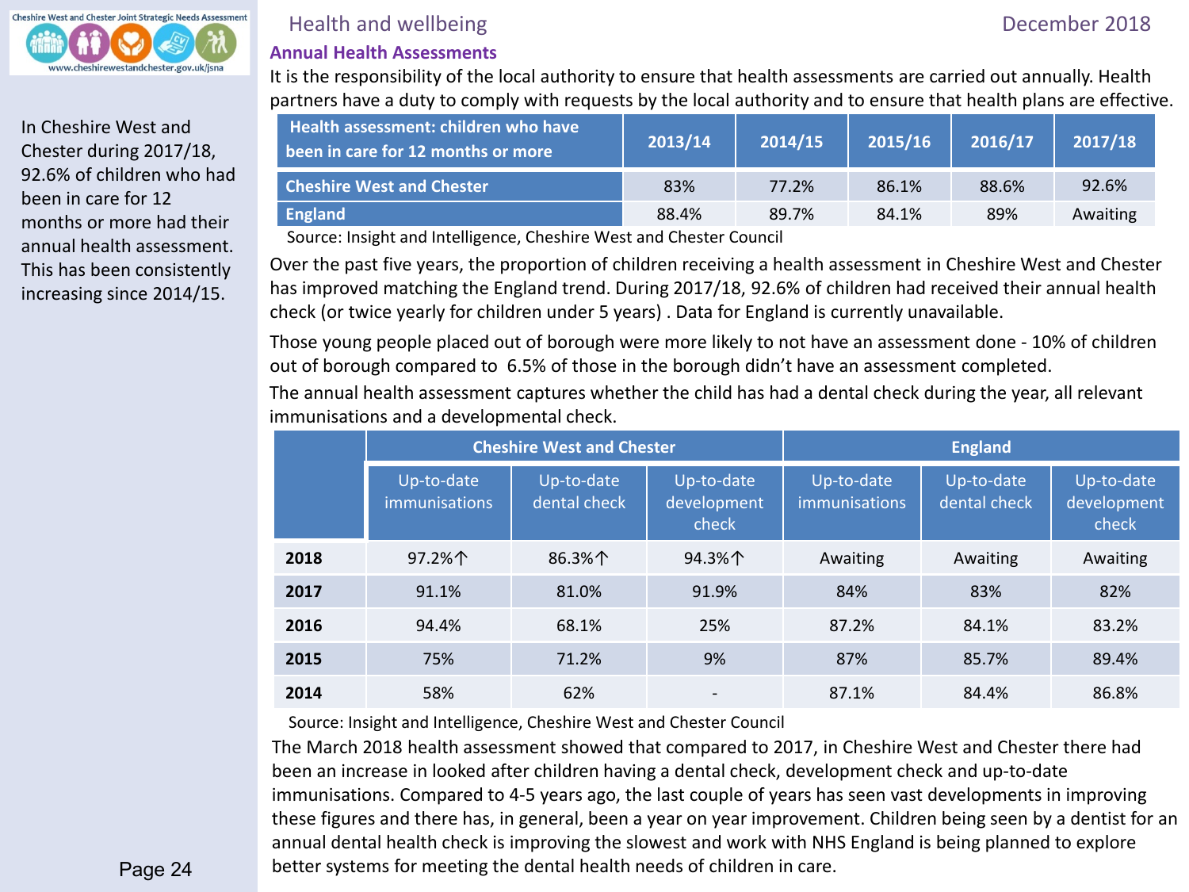In Cheshire West and Chester during 2017/18, 92.6% of children who had been in care for 12 months or more had their annual health assessment. This has been consistently increasing since 2014/15.

## Health and wellbeing

### Annual Health Assessments

It is the responsibility of the local authority to ensure that health assessments are carried out annually. Health partners have a duty to comply with requests by the local authority and to ensure that health plans are effective.

| Health assessment: children who have been in care for 12 months or more | 2013/14 | 2014/15 | 2015/16 | 2016/17 | 2017/18 |
|---|---|---|---|---|---|
| Cheshire West and Chester | 83% | 77.2% | 86.1% | 88.6% | 92.6% |
| England | 88.4% | 89.7% | 84.1% | 89% | Awaiting |

Source: Insight and Intelligence, Cheshire West and Chester Council

Over the past five years, the proportion of children receiving a health assessment in Cheshire West and Chester has improved matching the England trend. During 2017/18, 92.6% of children had received their annual health check (or twice yearly for children under 5 years) . Data for England is currently unavailable.

Those young people placed out of borough were more likely to not have an assessment done - 10% of children out of borough compared to 6.5% of those in the borough didn't have an assessment completed.

The annual health assessment captures whether the child has had a dental check during the year, all relevant immunisations and a developmental check.

| | Cheshire West and Chester | | | England | | |
|---|---|---|---|---|---|---|
| | Up-to-date immunisations | Up-to-date dental check | Up-to-date development check | Up-to-date immunisations | Up-to-date dental check | Up-to-date development check |
| **2018** | 97.2%↑ | 86.3%↑ | 94.3%↑ | Awaiting | Awaiting | Awaiting |
| **2017** | 91.1% | 81.0% | 91.9% | 84% | 83% | 82% |
| **2016** | 94.4% | 68.1% | 25% | 87.2% | 84.1% | 83.2% |
| **2015** | 75% | 71.2% | 9% | 87% | 85.7% | 89.4% |
| **2014** | 58% | 62% | - | 87.1% | 84.4% | 86.8% |

Source: Insight and Intelligence, Cheshire West and Chester Council

The March 2018 health assessment showed that compared to 2017, in Cheshire West and Chester there had been an increase in looked after children having a dental check, development check and up-to-date immunisations. Compared to 4-5 years ago, the last couple of years has seen vast developments in improving these figures and there has, in general, been a year on year improvement. Children being seen by a dentist for an annual dental health check is improving the slowest and work with NHS England is being planned to explore better systems for meeting the dental health needs of children in care.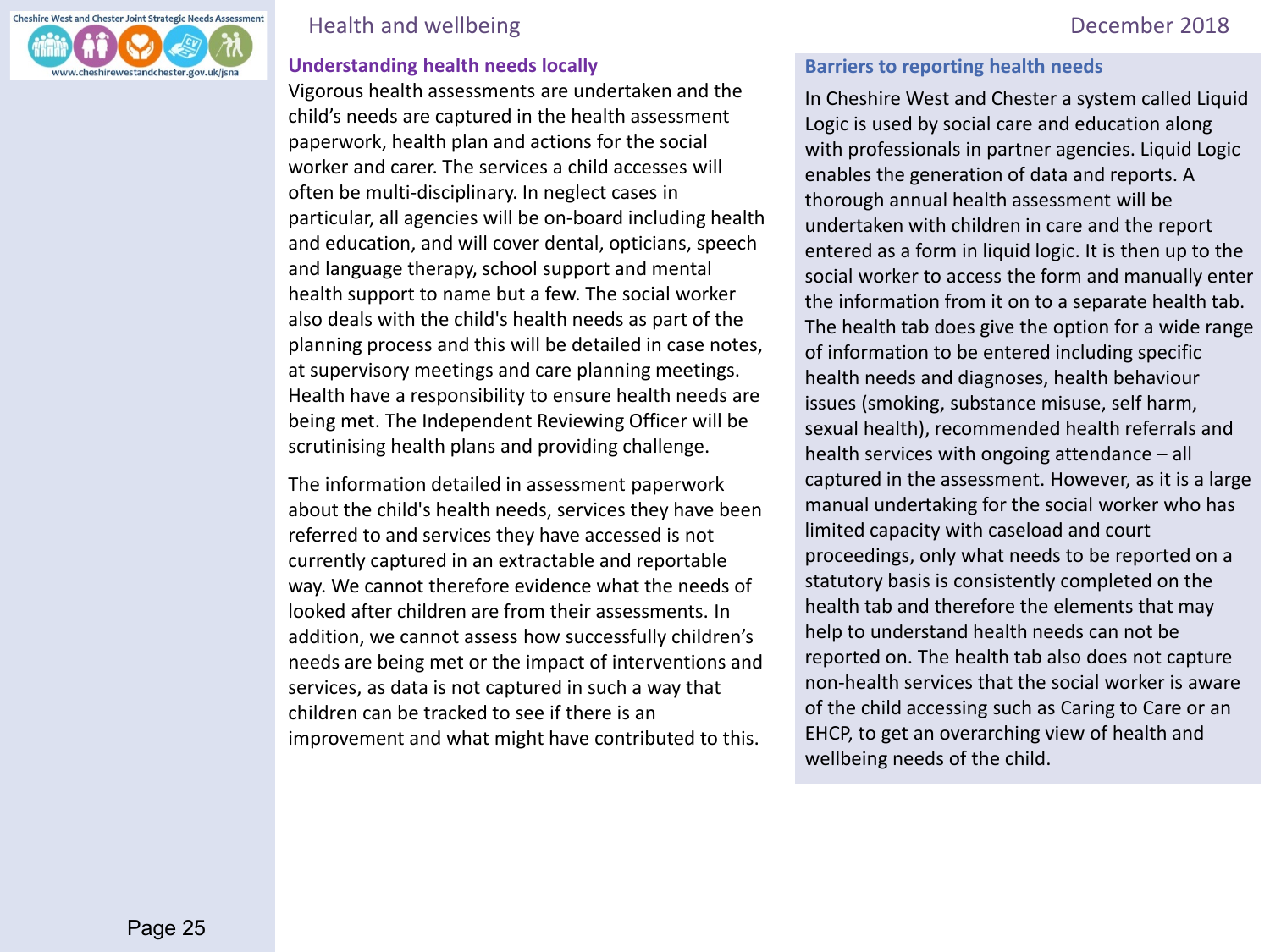## Understanding health needs locally

Vigorous health assessments are undertaken and the child's needs are captured in the health assessment paperwork, health plan and actions for the social worker and carer. The services a child accesses will often be multi-disciplinary. In neglect cases in particular, all agencies will be on-board including health and education, and will cover dental, opticians, speech and language therapy, school support and mental health support to name but a few. The social worker also deals with the child's health needs as part of the planning process and this will be detailed in case notes, at supervisory meetings and care planning meetings. Health have a responsibility to ensure health needs are being met. The Independent Reviewing Officer will be scrutinising health plans and providing challenge.

The information detailed in assessment paperwork about the child's health needs, services they have been referred to and services they have accessed is not currently captured in an extractable and reportable way. We cannot therefore evidence what the needs of looked after children are from their assessments. In addition, we cannot assess how successfully children's needs are being met or the impact of interventions and services, as data is not captured in such a way that children can be tracked to see if there is an improvement and what might have contributed to this.

## Barriers to reporting health needs

In Cheshire West and Chester a system called Liquid Logic is used by social care and education along with professionals in partner agencies. Liquid Logic enables the generation of data and reports. A thorough annual health assessment will be undertaken with children in care and the report entered as a form in liquid logic. It is then up to the social worker to access the form and manually enter the information from it on to a separate health tab. The health tab does give the option for a wide range of information to be entered including specific health needs and diagnoses, health behaviour issues (smoking, substance misuse, self harm, sexual health), recommended health referrals and health services with ongoing attendance – all captured in the assessment. However, as it is a large manual undertaking for the social worker who has limited capacity with caseload and court proceedings, only what needs to be reported on a statutory basis is consistently completed on the health tab and therefore the elements that may help to understand health needs can not be reported on. The health tab also does not capture non-health services that the social worker is aware of the child accessing such as Caring to Care or an EHCP, to get an overarching view of health and wellbeing needs of the child.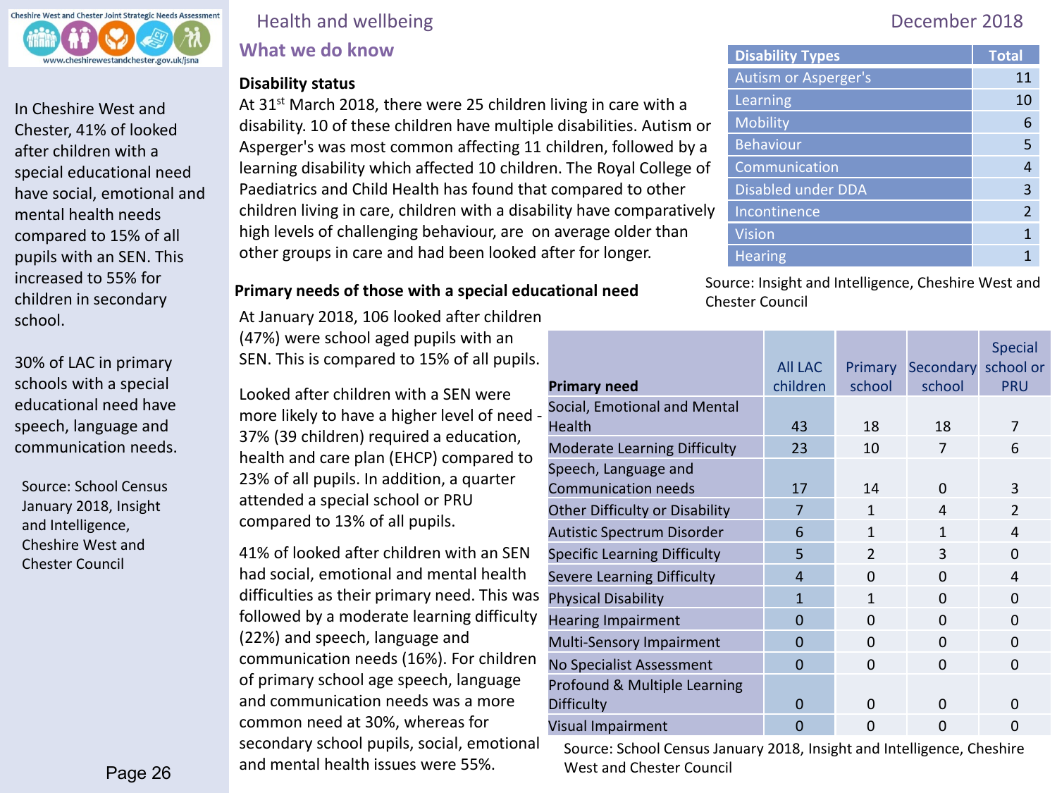## Health and wellbeing

December 2018

### What we do know

In Cheshire West and Chester, 41% of looked after children with a special educational need have social, emotional and mental health needs compared to 15% of all pupils with an SEN. This increased to 55% for children in secondary school.

30% of LAC in primary schools with a special educational need have speech, language and communication needs.

Source: School Census January 2018, Insight and Intelligence, Cheshire West and Chester Council

**Disability status**

At 31st March 2018, there were 25 children living in care with a disability. 10 of these children have multiple disabilities. Autism or Asperger's was most common affecting 11 children, followed by a learning disability which affected 10 children. The Royal College of Paediatrics and Child Health has found that compared to other children living in care, children with a disability have comparatively high levels of challenging behaviour, are on average older than other groups in care and had been looked after for longer.

| Disability Types | Total |
|---|---|
| Autism or Asperger's | 11 |
| Learning | 10 |
| Mobility | 6 |
| Behaviour | 5 |
| Communication | 4 |
| Disabled under DDA | 3 |
| Incontinence | 2 |
| Vision | 1 |
| Hearing | 1 |

Source: Insight and Intelligence, Cheshire West and Chester Council

**Primary needs of those with a special educational need**

At January 2018, 106 looked after children (47%) were school aged pupils with an SEN. This is compared to 15% of all pupils.

Looked after children with a SEN were more likely to have a higher level of need - 37% (39 children) required a education, health and care plan (EHCP) compared to 23% of all pupils. In addition, a quarter attended a special school or PRU compared to 13% of all pupils.

41% of looked after children with an SEN had social, emotional and mental health difficulties as their primary need. This was followed by a moderate learning difficulty (22%) and speech, language and communication needs (16%). For children of primary school age speech, language and communication needs was a more common need at 30%, whereas for secondary school pupils, social, emotional and mental health issues were 55%.

| Primary need | All LAC children | Primary school | Secondary school | Special school or PRU |
|---|---|---|---|---|
| Social, Emotional and Mental Health | 43 | 18 | 18 | 7 |
| Moderate Learning Difficulty | 23 | 10 | 7 | 6 |
| Speech, Language and Communication needs | 17 | 14 | 0 | 3 |
| Other Difficulty or Disability | 7 | 1 | 4 | 2 |
| Autistic Spectrum Disorder | 6 | 1 | 1 | 4 |
| Specific Learning Difficulty | 5 | 2 | 3 | 0 |
| Severe Learning Difficulty | 4 | 0 | 0 | 4 |
| Physical Disability | 1 | 1 | 0 | 0 |
| Hearing Impairment | 0 | 0 | 0 | 0 |
| Multi-Sensory Impairment | 0 | 0 | 0 | 0 |
| No Specialist Assessment | 0 | 0 | 0 | 0 |
| Profound & Multiple Learning Difficulty | 0 | 0 | 0 | 0 |
| Visual Impairment | 0 | 0 | 0 | 0 |

Source: School Census January 2018, Insight and Intelligence, Cheshire West and Chester Council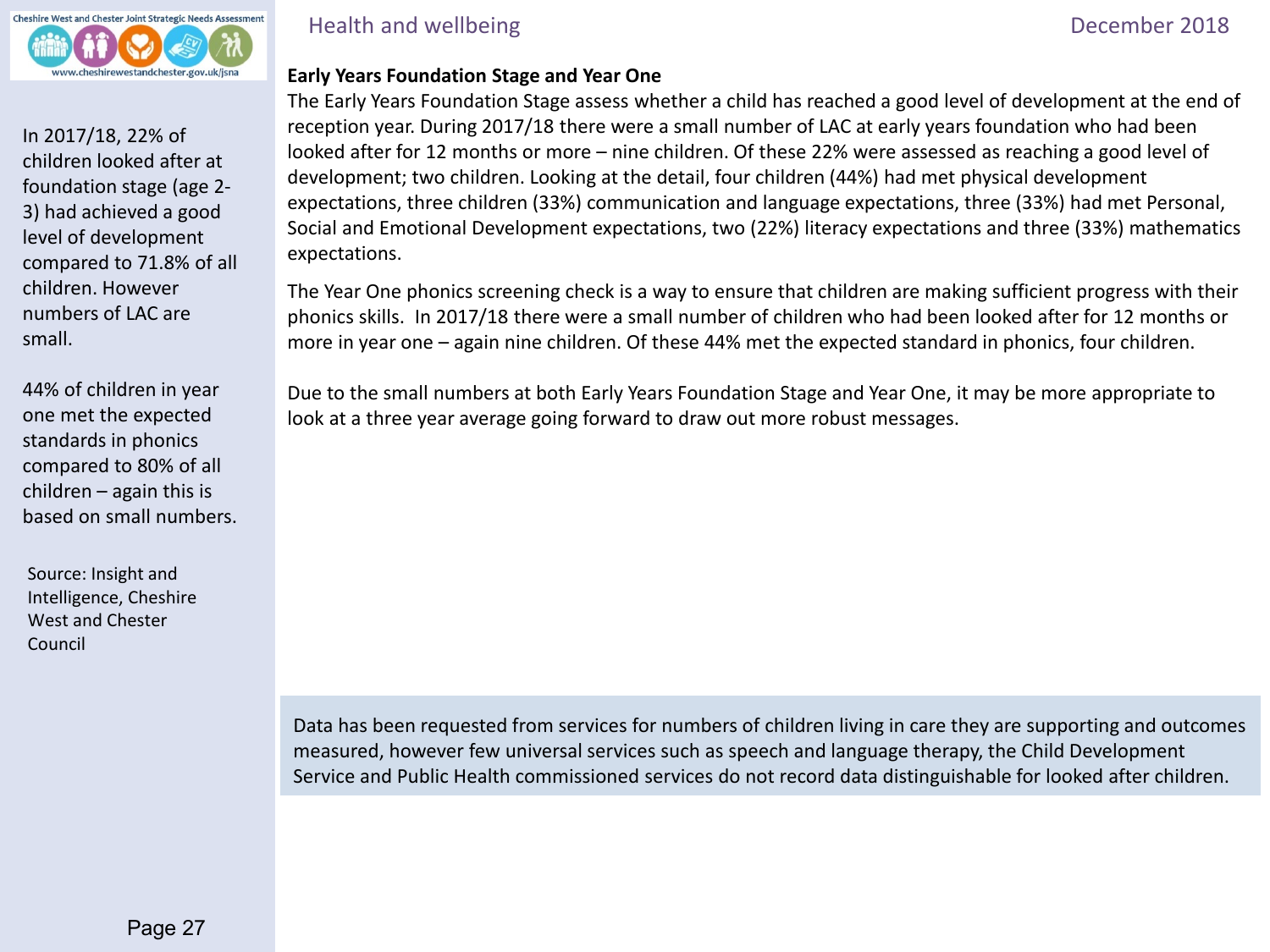In 2017/18, 22% of children looked after at foundation stage (age 2-3) had achieved a good level of development compared to 71.8% of all children. However numbers of LAC are small.

44% of children in year one met the expected standards in phonics compared to 80% of all children – again this is based on small numbers.

Source: Insight and Intelligence, Cheshire West and Chester Council

## Early Years Foundation Stage and Year One

The Early Years Foundation Stage assess whether a child has reached a good level of development at the end of reception year. During 2017/18 there were a small number of LAC at early years foundation who had been looked after for 12 months or more – nine children. Of these 22% were assessed as reaching a good level of development; two children. Looking at the detail, four children (44%) had met physical development expectations, three children (33%) communication and language expectations, three (33%) had met Personal, Social and Emotional Development expectations, two (22%) literacy expectations and three (33%) mathematics expectations.

The Year One phonics screening check is a way to ensure that children are making sufficient progress with their phonics skills. In 2017/18 there were a small number of children who had been looked after for 12 months or more in year one – again nine children. Of these 44% met the expected standard in phonics, four children.

Due to the small numbers at both Early Years Foundation Stage and Year One, it may be more appropriate to look at a three year average going forward to draw out more robust messages.

Data has been requested from services for numbers of children living in care they are supporting and outcomes measured, however few universal services such as speech and language therapy, the Child Development Service and Public Health commissioned services do not record data distinguishable for looked after children.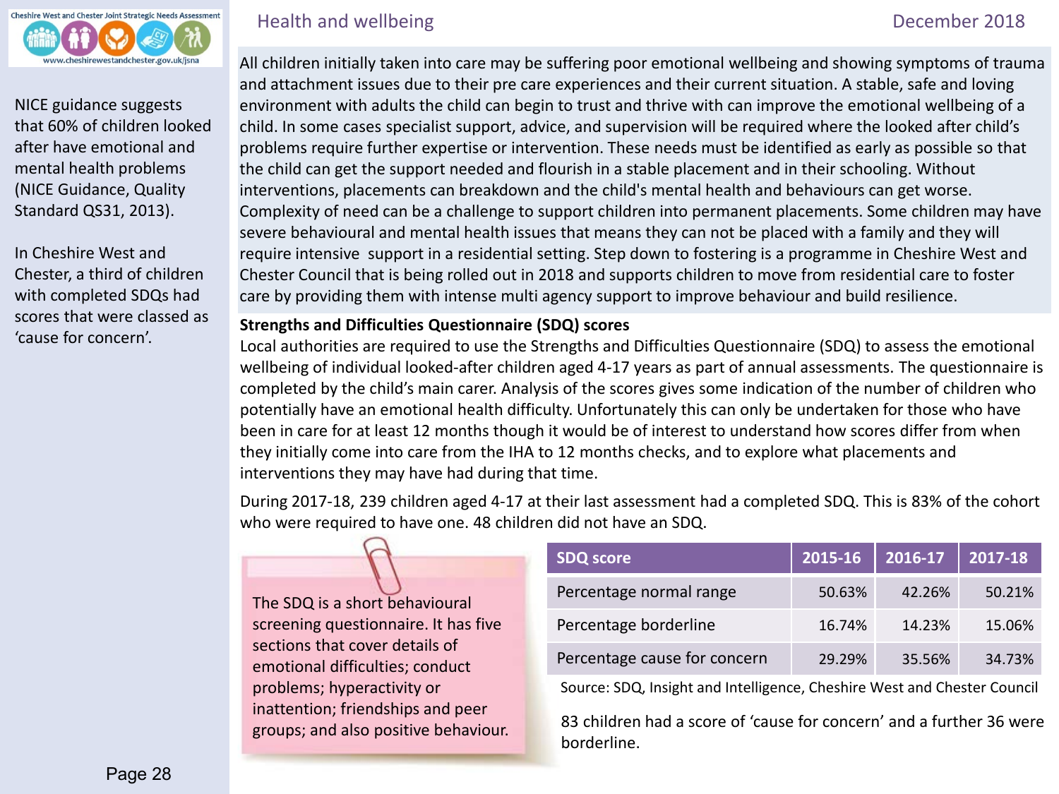NICE guidance suggests that 60% of children looked after have emotional and mental health problems (NICE Guidance, Quality Standard QS31, 2013).

In Cheshire West and Chester, a third of children with completed SDQs had scores that were classed as 'cause for concern'.

All children initially taken into care may be suffering poor emotional wellbeing and showing symptoms of trauma and attachment issues due to their pre care experiences and their current situation. A stable, safe and loving environment with adults the child can begin to trust and thrive with can improve the emotional wellbeing of a child. In some cases specialist support, advice, and supervision will be required where the looked after child's problems require further expertise or intervention. These needs must be identified as early as possible so that the child can get the support needed and flourish in a stable placement and in their schooling. Without interventions, placements can breakdown and the child's mental health and behaviours can get worse. Complexity of need can be a challenge to support children into permanent placements. Some children may have severe behavioural and mental health issues that means they can not be placed with a family and they will require intensive support in a residential setting. Step down to fostering is a programme in Cheshire West and Chester Council that is being rolled out in 2018 and supports children to move from residential care to foster care by providing them with intense multi agency support to improve behaviour and build resilience.

**Strengths and Difficulties Questionnaire (SDQ) scores**

Local authorities are required to use the Strengths and Difficulties Questionnaire (SDQ) to assess the emotional wellbeing of individual looked-after children aged 4-17 years as part of annual assessments. The questionnaire is completed by the child's main carer. Analysis of the scores gives some indication of the number of children who potentially have an emotional health difficulty. Unfortunately this can only be undertaken for those who have been in care for at least 12 months though it would be of interest to understand how scores differ from when they initially come into care from the IHA to 12 months checks, and to explore what placements and interventions they may have had during that time.

During 2017-18, 239 children aged 4-17 at their last assessment had a completed SDQ. This is 83% of the cohort who were required to have one. 48 children did not have an SDQ.

The SDQ is a short behavioural screening questionnaire. It has five sections that cover details of emotional difficulties; conduct problems; hyperactivity or inattention; friendships and peer groups; and also positive behaviour.

| SDQ score | 2015-16 | 2016-17 | 2017-18 |
|---|---|---|---|
| Percentage normal range | 50.63% | 42.26% | 50.21% |
| Percentage borderline | 16.74% | 14.23% | 15.06% |
| Percentage cause for concern | 29.29% | 35.56% | 34.73% |

Source: SDQ, Insight and Intelligence, Cheshire West and Chester Council

83 children had a score of 'cause for concern' and a further 36 were borderline.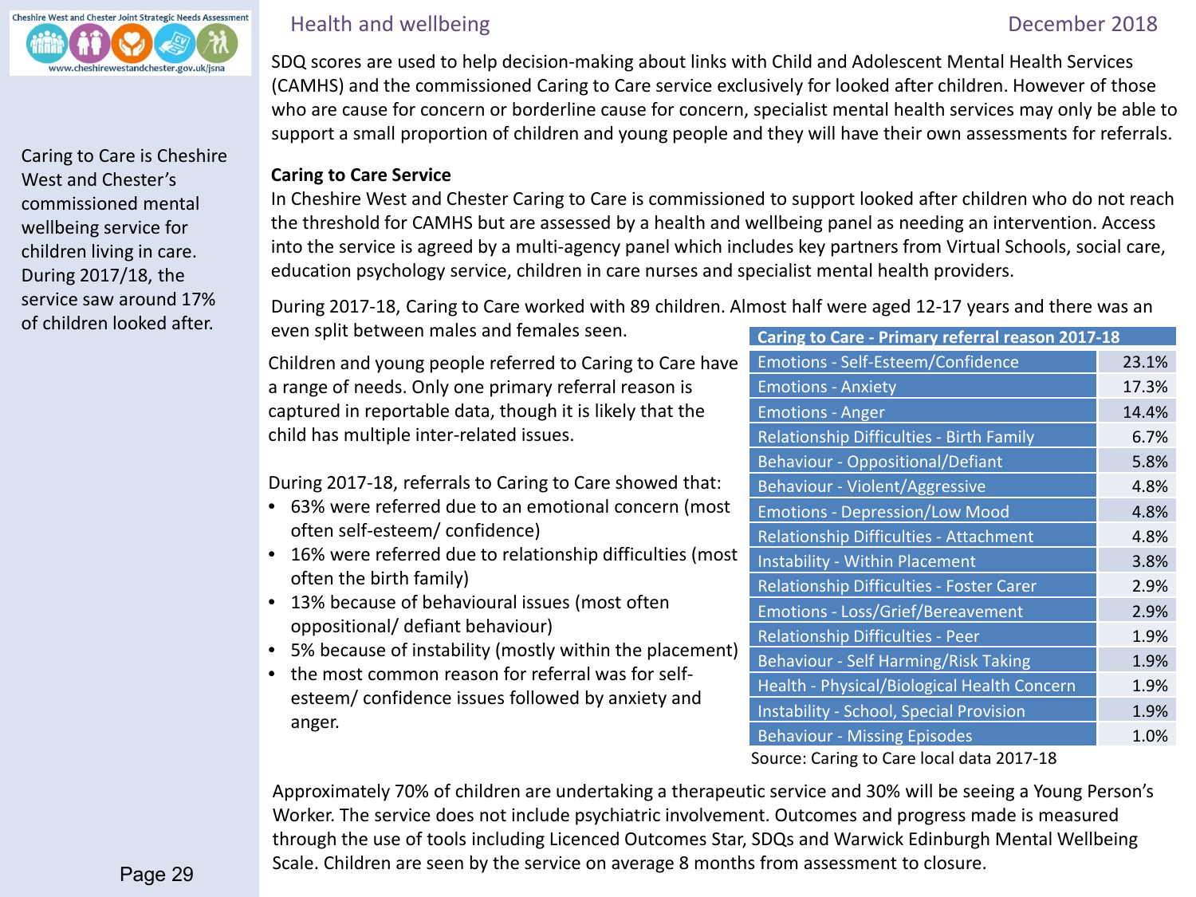## Health and wellbeing

Caring to Care is Cheshire West and Chester's commissioned mental wellbeing service for children living in care. During 2017/18, the service saw around 17% of children looked after.

SDQ scores are used to help decision-making about links with Child and Adolescent Mental Health Services (CAMHS) and the commissioned Caring to Care service exclusively for looked after children. However of those who are cause for concern or borderline cause for concern, specialist mental health services may only be able to support a small proportion of children and young people and they will have their own assessments for referrals.

**Caring to Care Service**

In Cheshire West and Chester Caring to Care is commissioned to support looked after children who do not reach the threshold for CAMHS but are assessed by a health and wellbeing panel as needing an intervention. Access into the service is agreed by a multi-agency panel which includes key partners from Virtual Schools, social care, education psychology service, children in care nurses and specialist mental health providers.

During 2017-18, Caring to Care worked with 89 children. Almost half were aged 12-17 years and there was an even split between males and females seen.

Children and young people referred to Caring to Care have a range of needs. Only one primary referral reason is captured in reportable data, though it is likely that the child has multiple inter-related issues.

During 2017-18, referrals to Caring to Care showed that:

- 63% were referred due to an emotional concern (most often self-esteem/ confidence)
- 16% were referred due to relationship difficulties (most often the birth family)
- 13% because of behavioural issues (most often oppositional/ defiant behaviour)
- 5% because of instability (mostly within the placement)
- the most common reason for referral was for self-esteem/ confidence issues followed by anxiety and anger.

| Caring to Care - Primary referral reason 2017-18 | |
|---|---|
| Emotions - Self-Esteem/Confidence | 23.1% |
| Emotions - Anxiety | 17.3% |
| Emotions - Anger | 14.4% |
| Relationship Difficulties - Birth Family | 6.7% |
| Behaviour - Oppositional/Defiant | 5.8% |
| Behaviour - Violent/Aggressive | 4.8% |
| Emotions - Depression/Low Mood | 4.8% |
| Relationship Difficulties - Attachment | 4.8% |
| Instability - Within Placement | 3.8% |
| Relationship Difficulties - Foster Carer | 2.9% |
| Emotions - Loss/Grief/Bereavement | 2.9% |
| Relationship Difficulties - Peer | 1.9% |
| Behaviour - Self Harming/Risk Taking | 1.9% |
| Health - Physical/Biological Health Concern | 1.9% |
| Instability - School, Special Provision | 1.9% |
| Behaviour - Missing Episodes | 1.0% |

Source: Caring to Care local data 2017-18

Approximately 70% of children are undertaking a therapeutic service and 30% will be seeing a Young Person's Worker. The service does not include psychiatric involvement. Outcomes and progress made is measured through the use of tools including Licenced Outcomes Star, SDQs and Warwick Edinburgh Mental Wellbeing Scale. Children are seen by the service on average 8 months from assessment to closure.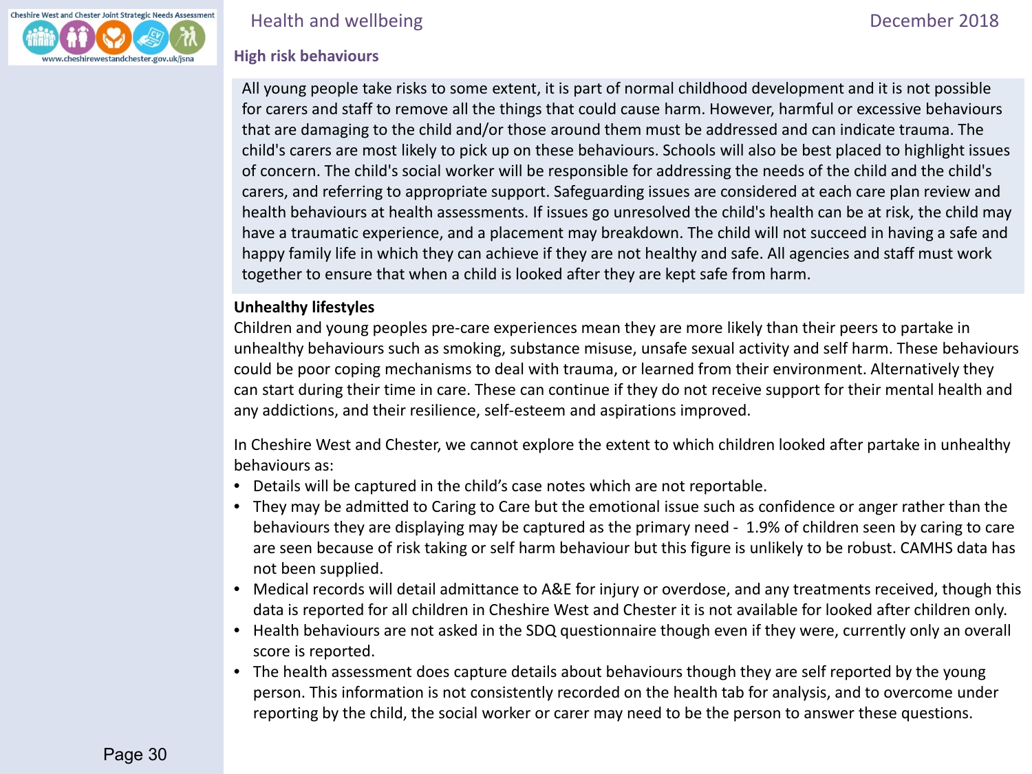## High risk behaviours

All young people take risks to some extent, it is part of normal childhood development and it is not possible for carers and staff to remove all the things that could cause harm. However, harmful or excessive behaviours that are damaging to the child and/or those around them must be addressed and can indicate trauma. The child's carers are most likely to pick up on these behaviours. Schools will also be best placed to highlight issues of concern. The child's social worker will be responsible for addressing the needs of the child and the child's carers, and referring to appropriate support. Safeguarding issues are considered at each care plan review and health behaviours at health assessments. If issues go unresolved the child's health can be at risk, the child may have a traumatic experience, and a placement may breakdown. The child will not succeed in having a safe and happy family life in which they can achieve if they are not healthy and safe. All agencies and staff must work together to ensure that when a child is looked after they are kept safe from harm.

### Unhealthy lifestyles

Children and young peoples pre-care experiences mean they are more likely than their peers to partake in unhealthy behaviours such as smoking, substance misuse, unsafe sexual activity and self harm. These behaviours could be poor coping mechanisms to deal with trauma, or learned from their environment. Alternatively they can start during their time in care. These can continue if they do not receive support for their mental health and any addictions, and their resilience, self-esteem and aspirations improved.

In Cheshire West and Chester, we cannot explore the extent to which children looked after partake in unhealthy behaviours as:

- Details will be captured in the child's case notes which are not reportable.
- They may be admitted to Caring to Care but the emotional issue such as confidence or anger rather than the behaviours they are displaying may be captured as the primary need - 1.9% of children seen by caring to care are seen because of risk taking or self harm behaviour but this figure is unlikely to be robust. CAMHS data has not been supplied.
- Medical records will detail admittance to A&E for injury or overdose, and any treatments received, though this data is reported for all children in Cheshire West and Chester it is not available for looked after children only.
- Health behaviours are not asked in the SDQ questionnaire though even if they were, currently only an overall score is reported.
- The health assessment does capture details about behaviours though they are self reported by the young person. This information is not consistently recorded on the health tab for analysis, and to overcome under reporting by the child, the social worker or carer may need to be the person to answer these questions.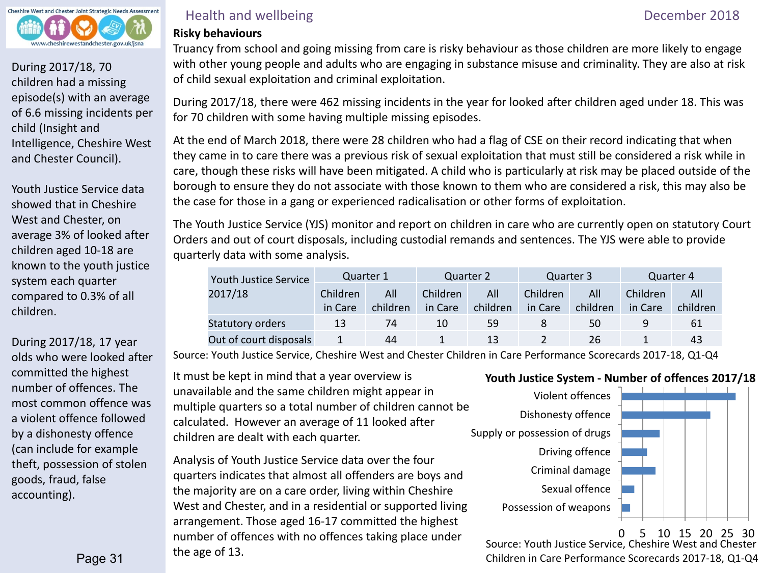Health and wellbeing

## Risky behaviours

Truancy from school and going missing from care is risky behaviour as those children are more likely to engage with other young people and adults who are engaging in substance misuse and criminality. They are also at risk of child sexual exploitation and criminal exploitation.

During 2017/18, there were 462 missing incidents in the year for looked after children aged under 18. This was for 70 children with some having multiple missing episodes.

At the end of March 2018, there were 28 children who had a flag of CSE on their record indicating that when they came in to care there was a previous risk of sexual exploitation that must still be considered a risk while in care, though these risks will have been mitigated. A child who is particularly at risk may be placed outside of the borough to ensure they do not associate with those known to them who are considered a risk, this may also be the case for those in a gang or experienced radicalisation or other forms of exploitation.

The Youth Justice Service (YJS) monitor and report on children in care who are currently open on statutory Court Orders and out of court disposals, including custodial remands and sentences. The YJS were able to provide quarterly data with some analysis.

| Youth Justice Service 2017/18 | Quarter 1 | | Quarter 2 | | Quarter 3 | | Quarter 4 | |
|---|---|---|---|---|---|---|---|---|
| | Children in Care | All children | Children in Care | All children | Children in Care | All children | Children in Care | All children |
| Statutory orders | 13 | 74 | 10 | 59 | 8 | 50 | 9 | 61 |
| Out of court disposals | 1 | 44 | 1 | 13 | 2 | 26 | 1 | 43 |

Source: Youth Justice Service, Cheshire West and Chester Children in Care Performance Scorecards 2017-18, Q1-Q4

It must be kept in mind that a year overview is unavailable and the same children might appear in multiple quarters so a total number of children cannot be calculated. However an average of 11 looked after children are dealt with each quarter.

Analysis of Youth Justice Service data over the four quarters indicates that almost all offenders are boys and the majority are on a care order, living within Cheshire West and Chester, and in a residential or supported living arrangement. Those aged 16-17 committed the highest number of offences with no offences taking place under the age of 13.

**Youth Justice System - Number of offences 2017/18**

| Offence | Number of offences (approx.) |
|---|---|
| Violent offences | 27 |
| Dishonesty offence | 21 |
| Supply or possession of drugs | 9 |
| Driving offence | 6 |
| Criminal damage | 8 |
| Sexual offence | 3 |
| Possession of weapons | 2 |

Source: Youth Justice Service, Cheshire West and Chester Children in Care Performance Scorecards 2017-18, Q1-Q4

During 2017/18, 70 children had a missing episode(s) with an average of 6.6 missing incidents per child (Insight and Intelligence, Cheshire West and Chester Council).

Youth Justice Service data showed that in Cheshire West and Chester, on average 3% of looked after children aged 10-18 are known to the youth justice system each quarter compared to 0.3% of all children.

During 2017/18, 17 year olds who were looked after committed the highest number of offences. The most common offence was a violent offence followed by a dishonesty offence (can include for example theft, possession of stolen goods, fraud, false accounting).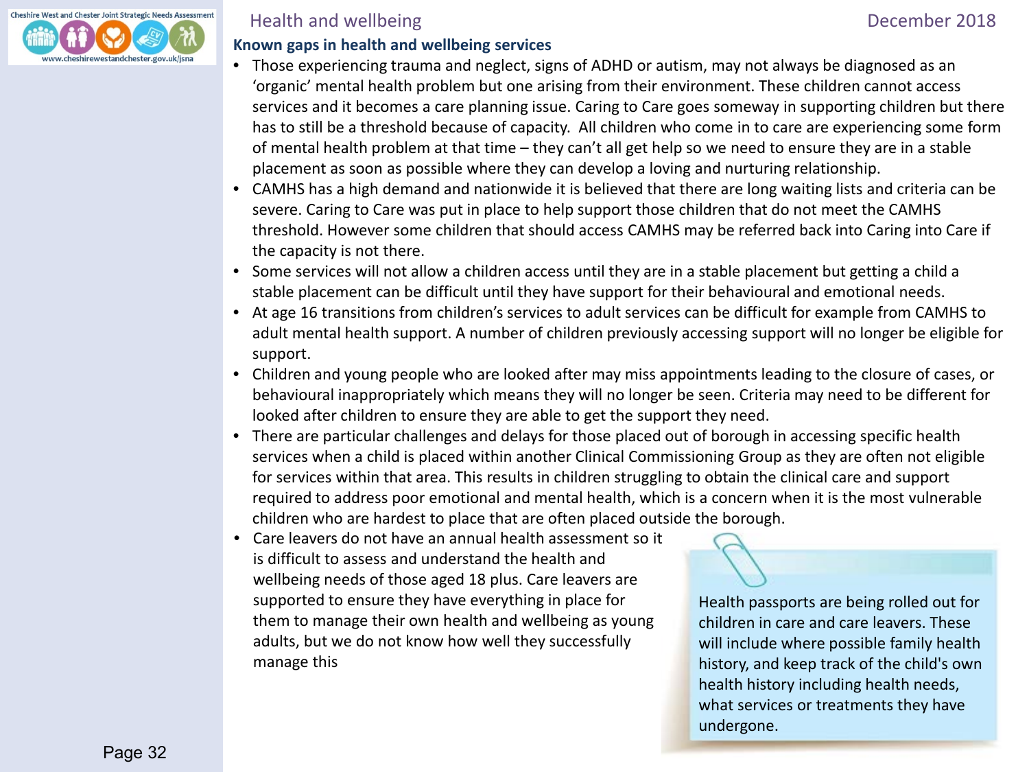## Known gaps in health and wellbeing services

- Those experiencing trauma and neglect, signs of ADHD or autism, may not always be diagnosed as an 'organic' mental health problem but one arising from their environment. These children cannot access services and it becomes a care planning issue. Caring to Care goes someway in supporting children but there has to still be a threshold because of capacity. All children who come in to care are experiencing some form of mental health problem at that time – they can't all get help so we need to ensure they are in a stable placement as soon as possible where they can develop a loving and nurturing relationship.
- CAMHS has a high demand and nationwide it is believed that there are long waiting lists and criteria can be severe. Caring to Care was put in place to help support those children that do not meet the CAMHS threshold. However some children that should access CAMHS may be referred back into Caring into Care if the capacity is not there.
- Some services will not allow a children access until they are in a stable placement but getting a child a stable placement can be difficult until they have support for their behavioural and emotional needs.
- At age 16 transitions from children's services to adult services can be difficult for example from CAMHS to adult mental health support. A number of children previously accessing support will no longer be eligible for support.
- Children and young people who are looked after may miss appointments leading to the closure of cases, or behavioural inappropriately which means they will no longer be seen. Criteria may need to be different for looked after children to ensure they are able to get the support they need.
- There are particular challenges and delays for those placed out of borough in accessing specific health services when a child is placed within another Clinical Commissioning Group as they are often not eligible for services within that area. This results in children struggling to obtain the clinical care and support required to address poor emotional and mental health, which is a concern when it is the most vulnerable children who are hardest to place that are often placed outside the borough.
- Care leavers do not have an annual health assessment so it is difficult to assess and understand the health and wellbeing needs of those aged 18 plus. Care leavers are supported to ensure they have everything in place for them to manage their own health and wellbeing as young adults, but we do not know how well they successfully manage this

Health passports are being rolled out for children in care and care leavers. These will include where possible family health history, and keep track of the child's own health history including health needs, what services or treatments they have undergone.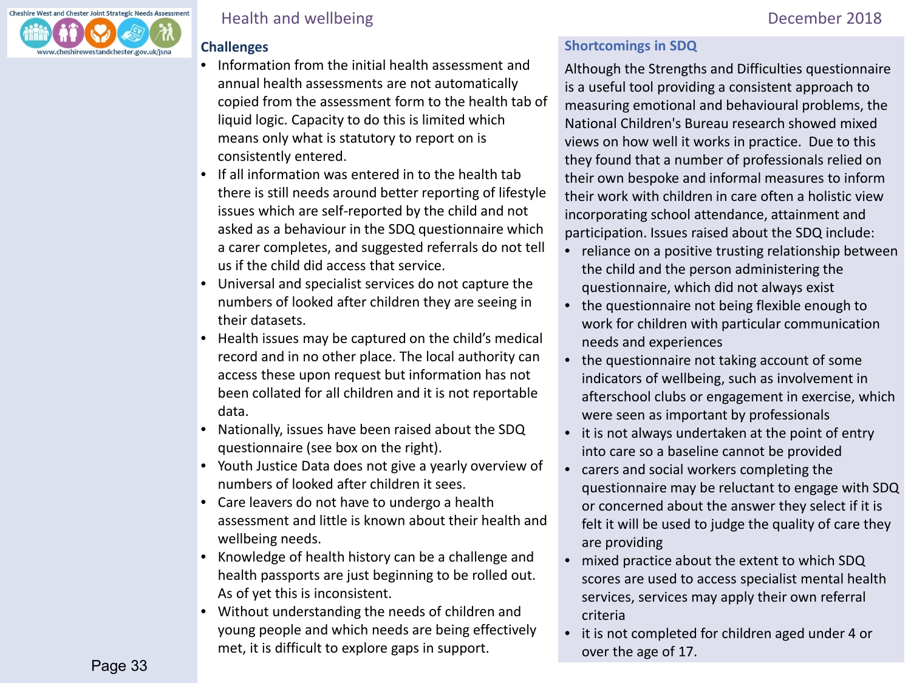## Challenges

- Information from the initial health assessment and annual health assessments are not automatically copied from the assessment form to the health tab of liquid logic. Capacity to do this is limited which means only what is statutory to report on is consistently entered.
- If all information was entered in to the health tab there is still needs around better reporting of lifestyle issues which are self-reported by the child and not asked as a behaviour in the SDQ questionnaire which a carer completes, and suggested referrals do not tell us if the child did access that service.
- Universal and specialist services do not capture the numbers of looked after children they are seeing in their datasets.
- Health issues may be captured on the child's medical record and in no other place. The local authority can access these upon request but information has not been collated for all children and it is not reportable data.
- Nationally, issues have been raised about the SDQ questionnaire (see box on the right).
- Youth Justice Data does not give a yearly overview of numbers of looked after children it sees.
- Care leavers do not have to undergo a health assessment and little is known about their health and wellbeing needs.
- Knowledge of health history can be a challenge and health passports are just beginning to be rolled out. As of yet this is inconsistent.
- Without understanding the needs of children and young people and which needs are being effectively met, it is difficult to explore gaps in support.

## Shortcomings in SDQ

Although the Strengths and Difficulties questionnaire is a useful tool providing a consistent approach to measuring emotional and behavioural problems, the National Children's Bureau research showed mixed views on how well it works in practice. Due to this they found that a number of professionals relied on their own bespoke and informal measures to inform their work with children in care often a holistic view incorporating school attendance, attainment and participation. Issues raised about the SDQ include:

- reliance on a positive trusting relationship between the child and the person administering the questionnaire, which did not always exist
- the questionnaire not being flexible enough to work for children with particular communication needs and experiences
- the questionnaire not taking account of some indicators of wellbeing, such as involvement in afterschool clubs or engagement in exercise, which were seen as important by professionals
- it is not always undertaken at the point of entry into care so a baseline cannot be provided
- carers and social workers completing the questionnaire may be reluctant to engage with SDQ or concerned about the answer they select if it is felt it will be used to judge the quality of care they are providing
- mixed practice about the extent to which SDQ scores are used to access specialist mental health services, services may apply their own referral criteria
- it is not completed for children aged under 4 or over the age of 17.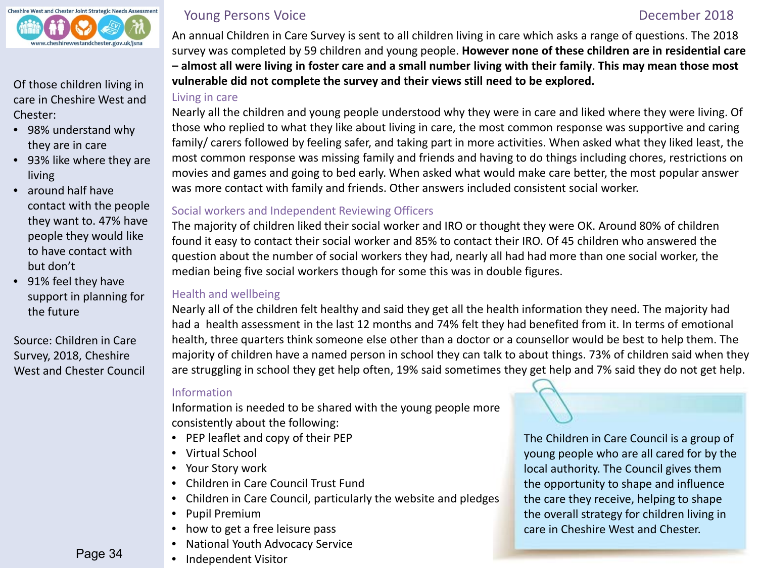# Young Persons Voice

December 2018

Of those children living in care in Cheshire West and Chester:

- 98% understand why they are in care
- 93% like where they are living
- around half have contact with the people they want to. 47% have people they would like to have contact with but don't
- 91% feel they have support in planning for the future

Source: Children in Care Survey, 2018, Cheshire West and Chester Council

An annual Children in Care Survey is sent to all children living in care which asks a range of questions. The 2018 survey was completed by 59 children and young people. **However none of these children are in residential care – almost all were living in foster care and a small number living with their family**. **This may mean those most vulnerable did not complete the survey and their views still need to be explored.**

## Living in care

Nearly all the children and young people understood why they were in care and liked where they were living. Of those who replied to what they like about living in care, the most common response was supportive and caring family/ carers followed by feeling safer, and taking part in more activities. When asked what they liked least, the most common response was missing family and friends and having to do things including chores, restrictions on movies and games and going to bed early. When asked what would make care better, the most popular answer was more contact with family and friends. Other answers included consistent social worker.

## Social workers and Independent Reviewing Officers

The majority of children liked their social worker and IRO or thought they were OK. Around 80% of children found it easy to contact their social worker and 85% to contact their IRO. Of 45 children who answered the question about the number of social workers they had, nearly all had had more than one social worker, the median being five social workers though for some this was in double figures.

## Health and wellbeing

Nearly all of the children felt healthy and said they get all the health information they need. The majority had had a health assessment in the last 12 months and 74% felt they had benefited from it. In terms of emotional health, three quarters think someone else other than a doctor or a counsellor would be best to help them. The majority of children have a named person in school they can talk to about things. 73% of children said when they are struggling in school they get help often, 19% said sometimes they get help and 7% said they do not get help.

## Information

Information is needed to be shared with the young people more consistently about the following:

- PEP leaflet and copy of their PEP
- Virtual School
- Your Story work
- Children in Care Council Trust Fund
- Children in Care Council, particularly the website and pledges
- Pupil Premium
- how to get a free leisure pass
- National Youth Advocacy Service
- Independent Visitor

The Children in Care Council is a group of young people who are all cared for by the local authority. The Council gives them the opportunity to shape and influence the care they receive, helping to shape the overall strategy for children living in care in Cheshire West and Chester.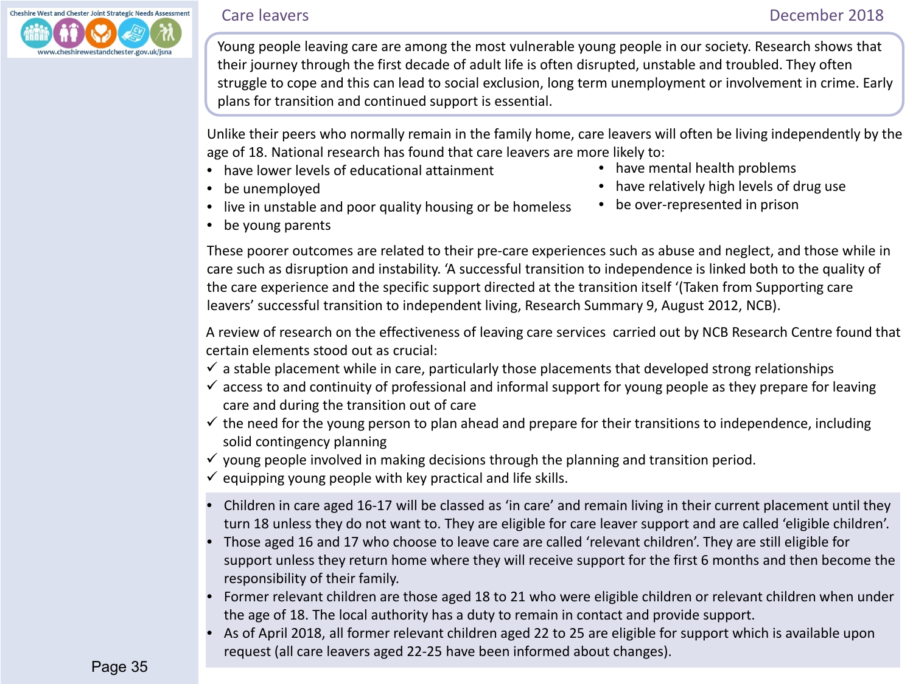# Care leavers

Young people leaving care are among the most vulnerable young people in our society. Research shows that their journey through the first decade of adult life is often disrupted, unstable and troubled. They often struggle to cope and this can lead to social exclusion, long term unemployment or involvement in crime. Early plans for transition and continued support is essential.

Unlike their peers who normally remain in the family home, care leavers will often be living independently by the age of 18. National research has found that care leavers are more likely to:

- have lower levels of educational attainment
- be unemployed
- live in unstable and poor quality housing or be homeless
- be young parents
- have mental health problems
- have relatively high levels of drug use
- be over-represented in prison

These poorer outcomes are related to their pre-care experiences such as abuse and neglect, and those while in care such as disruption and instability. 'A successful transition to independence is linked both to the quality of the care experience and the specific support directed at the transition itself '(Taken from Supporting care leavers' successful transition to independent living, Research Summary 9, August 2012, NCB).

A review of research on the effectiveness of leaving care services carried out by NCB Research Centre found that certain elements stood out as crucial:

- ✓ a stable placement while in care, particularly those placements that developed strong relationships
- ✓ access to and continuity of professional and informal support for young people as they prepare for leaving care and during the transition out of care
- ✓ the need for the young person to plan ahead and prepare for their transitions to independence, including solid contingency planning
- ✓ young people involved in making decisions through the planning and transition period.
- ✓ equipping young people with key practical and life skills.

- Children in care aged 16-17 will be classed as 'in care' and remain living in their current placement until they turn 18 unless they do not want to. They are eligible for care leaver support and are called 'eligible children'.
- Those aged 16 and 17 who choose to leave care are called 'relevant children'. They are still eligible for support unless they return home where they will receive support for the first 6 months and then become the responsibility of their family.
- Former relevant children are those aged 18 to 21 who were eligible children or relevant children when under the age of 18. The local authority has a duty to remain in contact and provide support.
- As of April 2018, all former relevant children aged 22 to 25 are eligible for support which is available upon request (all care leavers aged 22-25 have been informed about changes).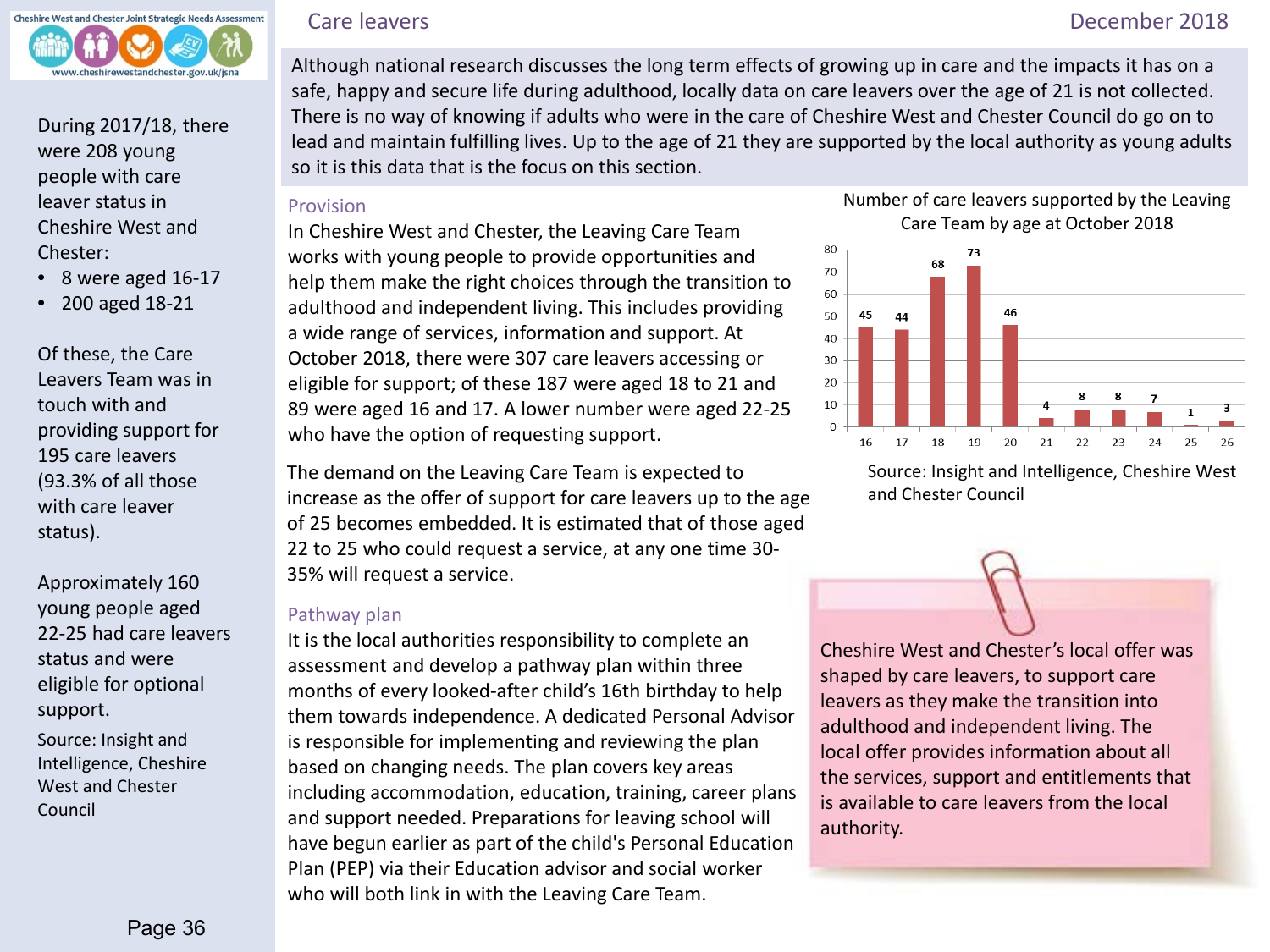# Care leavers

Although national research discusses the long term effects of growing up in care and the impacts it has on a safe, happy and secure life during adulthood, locally data on care leavers over the age of 21 is not collected. There is no way of knowing if adults who were in the care of Cheshire West and Chester Council do go on to lead and maintain fulfilling lives. Up to the age of 21 they are supported by the local authority as young adults so it is this data that is the focus on this section.

During 2017/18, there were 208 young people with care leaver status in Cheshire West and Chester:

- 8 were aged 16-17
- 200 aged 18-21

Of these, the Care Leavers Team was in touch with and providing support for 195 care leavers (93.3% of all those with care leaver status).

Approximately 160 young people aged 22-25 had care leavers status and were eligible for optional support.

Source: Insight and Intelligence, Cheshire West and Chester Council

## Provision

In Cheshire West and Chester, the Leaving Care Team works with young people to provide opportunities and help them make the right choices through the transition to adulthood and independent living. This includes providing a wide range of services, information and support. At October 2018, there were 307 care leavers accessing or eligible for support; of these 187 were aged 18 to 21 and 89 were aged 16 and 17. A lower number were aged 22-25 who have the option of requesting support.

The demand on the Leaving Care Team is expected to increase as the offer of support for care leavers up to the age of 25 becomes embedded. It is estimated that of those aged 22 to 25 who could request a service, at any one time 30-35% will request a service.

## Pathway plan

It is the local authorities responsibility to complete an assessment and develop a pathway plan within three months of every looked-after child's 16th birthday to help them towards independence. A dedicated Personal Advisor is responsible for implementing and reviewing the plan based on changing needs. The plan covers key areas including accommodation, education, training, career plans and support needed. Preparations for leaving school will have begun earlier as part of the child's Personal Education Plan (PEP) via their Education advisor and social worker who will both link in with the Leaving Care Team.

Number of care leavers supported by the Leaving Care Team by age at October 2018

| Age | 16 | 17 | 18 | 19 | 20 | 21 | 22 | 23 | 24 | 25 | 26 |
|---|---|---|---|---|---|---|---|---|---|---|---|
| Number | 45 | 44 | 68 | 73 | 46 | 4 | 8 | 8 | 7 | 1 | 3 |

Source: Insight and Intelligence, Cheshire West and Chester Council

Cheshire West and Chester's local offer was shaped by care leavers, to support care leavers as they make the transition into adulthood and independent living. The local offer provides information about all the services, support and entitlements that is available to care leavers from the local authority.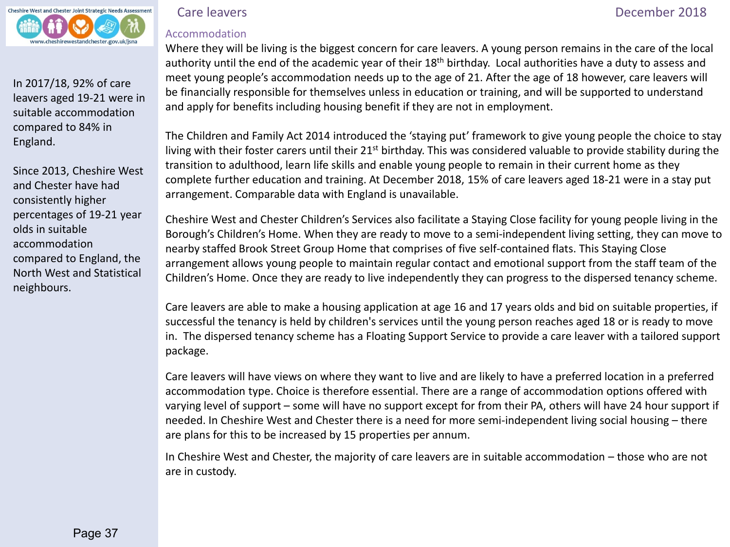## Care leavers

### Accommodation

In 2017/18, 92% of care leavers aged 19-21 were in suitable accommodation compared to 84% in England.

Since 2013, Cheshire West and Chester have had consistently higher percentages of 19-21 year olds in suitable accommodation compared to England, the North West and Statistical neighbours.

Where they will be living is the biggest concern for care leavers. A young person remains in the care of the local authority until the end of the academic year of their 18th birthday. Local authorities have a duty to assess and meet young people's accommodation needs up to the age of 21. After the age of 18 however, care leavers will be financially responsible for themselves unless in education or training, and will be supported to understand and apply for benefits including housing benefit if they are not in employment.

The Children and Family Act 2014 introduced the 'staying put' framework to give young people the choice to stay living with their foster carers until their 21st birthday. This was considered valuable to provide stability during the transition to adulthood, learn life skills and enable young people to remain in their current home as they complete further education and training. At December 2018, 15% of care leavers aged 18-21 were in a stay put arrangement. Comparable data with England is unavailable.

Cheshire West and Chester Children's Services also facilitate a Staying Close facility for young people living in the Borough's Children's Home. When they are ready to move to a semi-independent living setting, they can move to nearby staffed Brook Street Group Home that comprises of five self-contained flats. This Staying Close arrangement allows young people to maintain regular contact and emotional support from the staff team of the Children's Home. Once they are ready to live independently they can progress to the dispersed tenancy scheme.

Care leavers are able to make a housing application at age 16 and 17 years olds and bid on suitable properties, if successful the tenancy is held by children's services until the young person reaches aged 18 or is ready to move in. The dispersed tenancy scheme has a Floating Support Service to provide a care leaver with a tailored support package.

Care leavers will have views on where they want to live and are likely to have a preferred location in a preferred accommodation type. Choice is therefore essential. There are a range of accommodation options offered with varying level of support – some will have no support except for from their PA, others will have 24 hour support if needed. In Cheshire West and Chester there is a need for more semi-independent living social housing – there are plans for this to be increased by 15 properties per annum.

In Cheshire West and Chester, the majority of care leavers are in suitable accommodation – those who are not are in custody.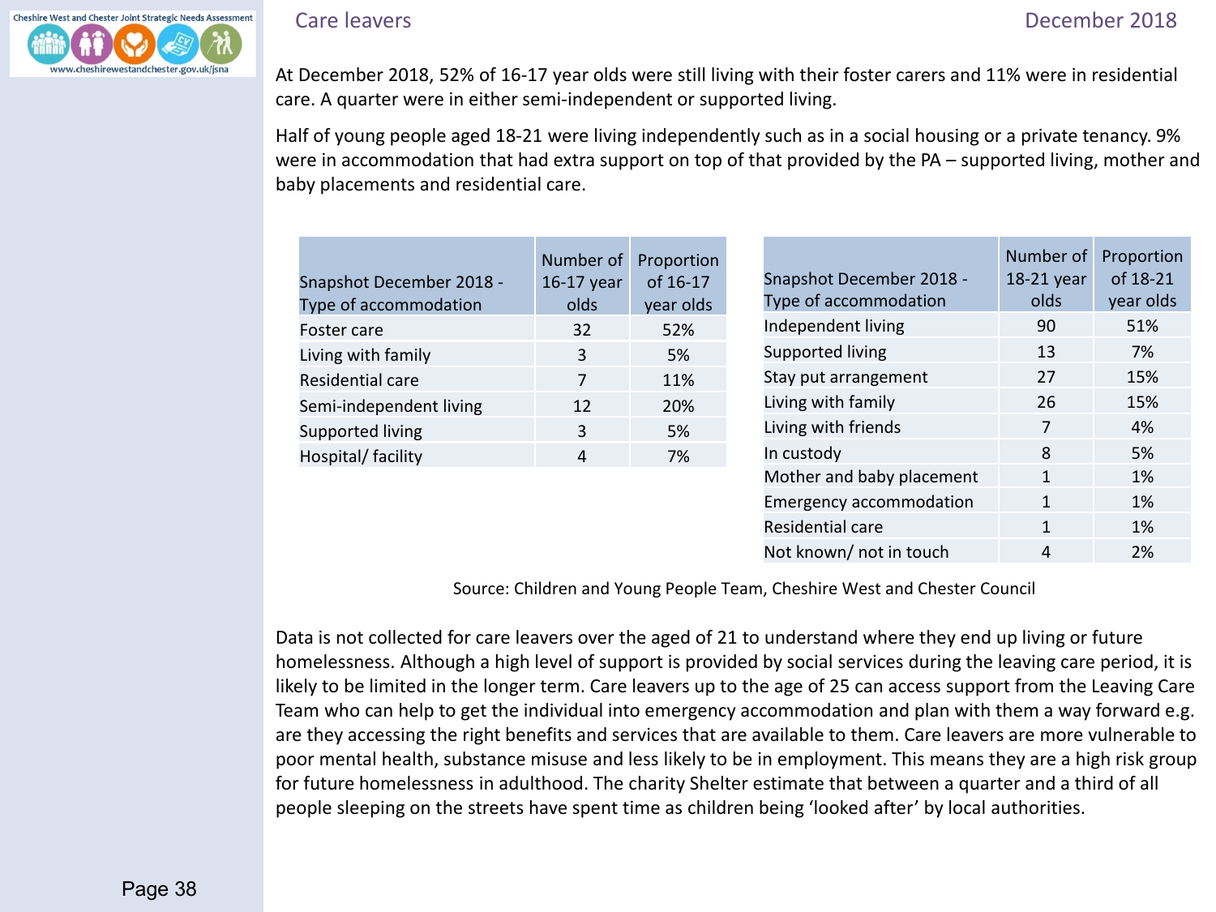## Care leavers

At December 2018, 52% of 16-17 year olds were still living with their foster carers and 11% were in residential care. A quarter were in either semi-independent or supported living.

Half of young people aged 18-21 were living independently such as in a social housing or a private tenancy. 9% were in accommodation that had extra support on top of that provided by the PA – supported living, mother and baby placements and residential care.

| Snapshot December 2018 - Type of accommodation | Number of 16-17 year olds | Proportion of 16-17 year olds |
|---|---|---|
| Foster care | 32 | 52% |
| Living with family | 3 | 5% |
| Residential care | 7 | 11% |
| Semi-independent living | 12 | 20% |
| Supported living | 3 | 5% |
| Hospital/ facility | 4 | 7% |

| Snapshot December 2018 - Type of accommodation | Number of 18-21 year olds | Proportion of 18-21 year olds |
|---|---|---|
| Independent living | 90 | 51% |
| Supported living | 13 | 7% |
| Stay put arrangement | 27 | 15% |
| Living with family | 26 | 15% |
| Living with friends | 7 | 4% |
| In custody | 8 | 5% |
| Mother and baby placement | 1 | 1% |
| Emergency accommodation | 1 | 1% |
| Residential care | 1 | 1% |
| Not known/ not in touch | 4 | 2% |

Source: Children and Young People Team, Cheshire West and Chester Council

Data is not collected for care leavers over the aged of 21 to understand where they end up living or future homelessness. Although a high level of support is provided by social services during the leaving care period, it is likely to be limited in the longer term. Care leavers up to the age of 25 can access support from the Leaving Care Team who can help to get the individual into emergency accommodation and plan with them a way forward e.g. are they accessing the right benefits and services that are available to them. Care leavers are more vulnerable to poor mental health, substance misuse and less likely to be in employment. This means they are a high risk group for future homelessness in adulthood. The charity Shelter estimate that between a quarter and a third of all people sleeping on the streets have spent time as children being 'looked after' by local authorities.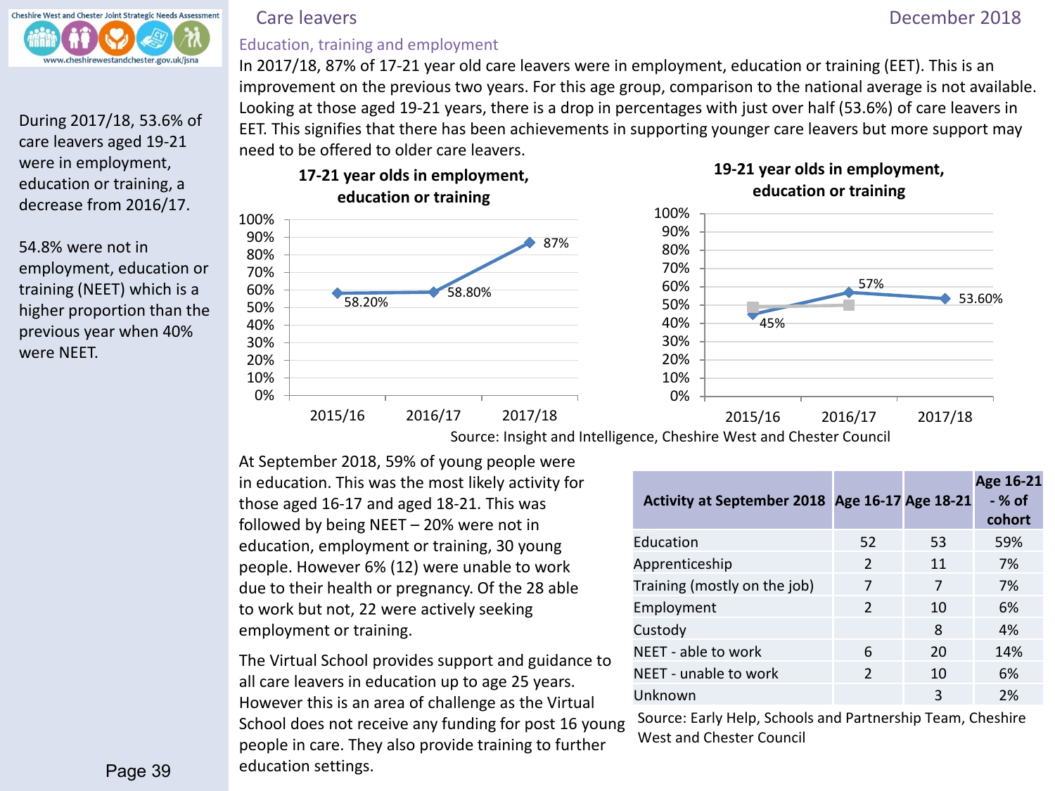## Care leavers

### Education, training and employment

During 2017/18, 53.6% of care leavers aged 19-21 were in employment, education or training, a decrease from 2016/17.

54.8% were not in employment, education or training (NEET) which is a higher proportion than the previous year when 40% were NEET.

In 2017/18, 87% of 17-21 year old care leavers were in employment, education or training (EET). This is an improvement on the previous two years. For this age group, comparison to the national average is not available. Looking at those aged 19-21 years, there is a drop in percentages with just over half (53.6%) of care leavers in EET. This signifies that there has been achievements in supporting younger care leavers but more support may need to be offered to older care leavers.

**17-21 year olds in employment, education or training**

| Year | % |
|---|---|
| 2015/16 | 58.20% |
| 2016/17 | 58.80% |
| 2017/18 | 87% |

**19-21 year olds in employment, education or training**

| Year | % |
|---|---|
| 2015/16 | 45% |
| 2016/17 | 57% |
| 2017/18 | 53.60% |

Source: Insight and Intelligence, Cheshire West and Chester Council

At September 2018, 59% of young people were in education. This was the most likely activity for those aged 16-17 and aged 18-21. This was followed by being NEET – 20% were not in education, employment or training, 30 young people. However 6% (12) were unable to work due to their health or pregnancy. Of the 28 able to work but not, 22 were actively seeking employment or training.

The Virtual School provides support and guidance to all care leavers in education up to age 25 years. However this is an area of challenge as the Virtual School does not receive any funding for post 16 young people in care. They also provide training to further education settings.

| Activity at September 2018 | Age 16-17 | Age 18-21 | Age 16-21 - % of cohort |
|---|---|---|---|
| Education | 52 | 53 | 59% |
| Apprenticeship | 2 | 11 | 7% |
| Training (mostly on the job) | 7 | 7 | 7% |
| Employment | 2 | 10 | 6% |
| Custody | | 8 | 4% |
| NEET - able to work | 6 | 20 | 14% |
| NEET - unable to work | 2 | 10 | 6% |
| Unknown | | 3 | 2% |

Source: Early Help, Schools and Partnership Team, Cheshire West and Chester Council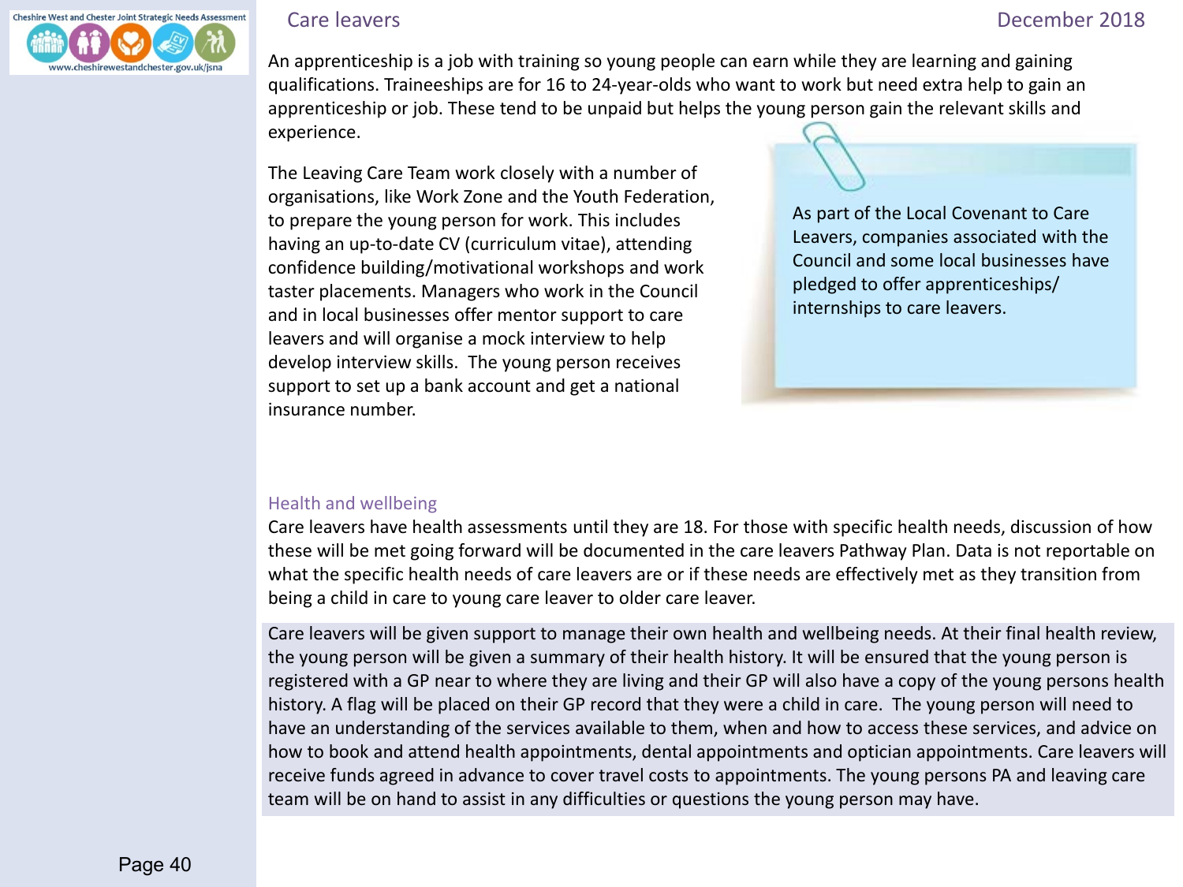An apprenticeship is a job with training so young people can earn while they are learning and gaining qualifications. Traineeships are for 16 to 24-year-olds who want to work but need extra help to gain an apprenticeship or job. These tend to be unpaid but helps the young person gain the relevant skills and experience.

The Leaving Care Team work closely with a number of organisations, like Work Zone and the Youth Federation, to prepare the young person for work. This includes having an up-to-date CV (curriculum vitae), attending confidence building/motivational workshops and work taster placements. Managers who work in the Council and in local businesses offer mentor support to care leavers and will organise a mock interview to help develop interview skills. The young person receives support to set up a bank account and get a national insurance number.

As part of the Local Covenant to Care Leavers, companies associated with the Council and some local businesses have pledged to offer apprenticeships/internships to care leavers.

## Health and wellbeing

Care leavers have health assessments until they are 18. For those with specific health needs, discussion of how these will be met going forward will be documented in the care leavers Pathway Plan. Data is not reportable on what the specific health needs of care leavers are or if these needs are effectively met as they transition from being a child in care to young care leaver to older care leaver.

Care leavers will be given support to manage their own health and wellbeing needs. At their final health review, the young person will be given a summary of their health history. It will be ensured that the young person is registered with a GP near to where they are living and their GP will also have a copy of the young persons health history. A flag will be placed on their GP record that they were a child in care. The young person will need to have an understanding of the services available to them, when and how to access these services, and advice on how to book and attend health appointments, dental appointments and optician appointments. Care leavers will receive funds agreed in advance to cover travel costs to appointments. The young persons PA and leaving care team will be on hand to assist in any difficulties or questions the young person may have.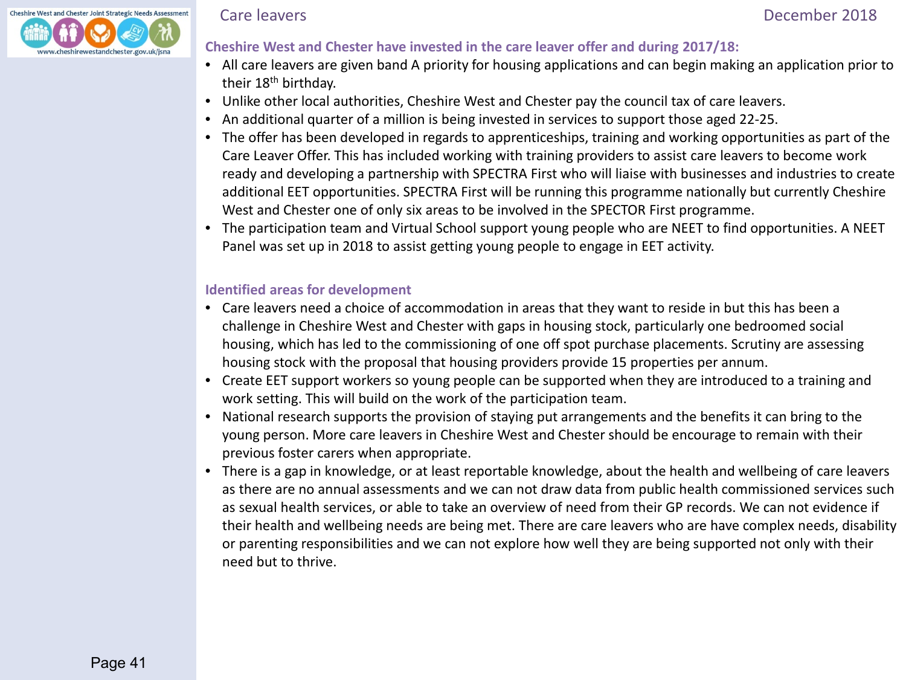## Cheshire West and Chester have invested in the care leaver offer and during 2017/18:

- All care leavers are given band A priority for housing applications and can begin making an application prior to their 18th birthday.
- Unlike other local authorities, Cheshire West and Chester pay the council tax of care leavers.
- An additional quarter of a million is being invested in services to support those aged 22-25.
- The offer has been developed in regards to apprenticeships, training and working opportunities as part of the Care Leaver Offer. This has included working with training providers to assist care leavers to become work ready and developing a partnership with SPECTRA First who will liaise with businesses and industries to create additional EET opportunities. SPECTRA First will be running this programme nationally but currently Cheshire West and Chester one of only six areas to be involved in the SPECTOR First programme.
- The participation team and Virtual School support young people who are NEET to find opportunities. A NEET Panel was set up in 2018 to assist getting young people to engage in EET activity.

## Identified areas for development

- Care leavers need a choice of accommodation in areas that they want to reside in but this has been a challenge in Cheshire West and Chester with gaps in housing stock, particularly one bedroomed social housing, which has led to the commissioning of one off spot purchase placements. Scrutiny are assessing housing stock with the proposal that housing providers provide 15 properties per annum.
- Create EET support workers so young people can be supported when they are introduced to a training and work setting. This will build on the work of the participation team.
- National research supports the provision of staying put arrangements and the benefits it can bring to the young person. More care leavers in Cheshire West and Chester should be encourage to remain with their previous foster carers when appropriate.
- There is a gap in knowledge, or at least reportable knowledge, about the health and wellbeing of care leavers as there are no annual assessments and we can not draw data from public health commissioned services such as sexual health services, or able to take an overview of need from their GP records. We can not evidence if their health and wellbeing needs are being met. There are care leavers who are have complex needs, disability or parenting responsibilities and we can not explore how well they are being supported not only with their need but to thrive.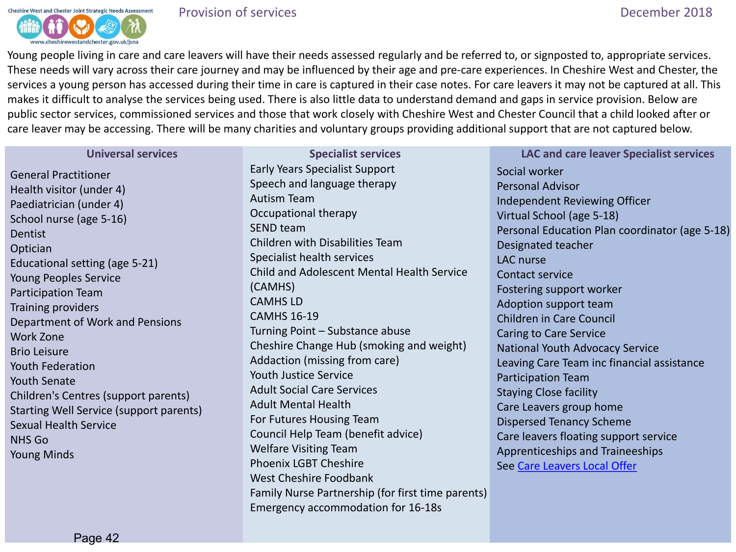# Provision of services

Young people living in care and care leavers will have their needs assessed regularly and be referred to, or signposted to, appropriate services. These needs will vary across their care journey and may be influenced by their age and pre-care experiences. In Cheshire West and Chester, the services a young person has accessed during their time in care is captured in their case notes. For care leavers it may not be captured at all. This makes it difficult to analyse the services being used. There is also little data to understand demand and gaps in service provision. Below are public sector services, commissioned services and those that work closely with Cheshire West and Chester Council that a child looked after or care leaver may be accessing. There will be many charities and voluntary groups providing additional support that are not captured below.

## Universal services

- General Practitioner
- Health visitor (under 4)
- Paediatrician (under 4)
- School nurse (age 5-16)
- Dentist
- Optician
- Educational setting (age 5-21)
- Young Peoples Service
- Participation Team
- Training providers
- Department of Work and Pensions
- Work Zone
- Brio Leisure
- Youth Federation
- Youth Senate
- Children's Centres (support parents)
- Starting Well Service (support parents)
- Sexual Health Service
- NHS Go
- Young Minds

## Specialist services

- Early Years Specialist Support
- Speech and language therapy
- Autism Team
- Occupational therapy
- SEND team
- Children with Disabilities Team
- Specialist health services
- Child and Adolescent Mental Health Service (CAMHS)
- CAMHS LD
- CAMHS 16-19
- Turning Point – Substance abuse
- Cheshire Change Hub (smoking and weight)
- Addaction (missing from care)
- Youth Justice Service
- Adult Social Care Services
- Adult Mental Health
- For Futures Housing Team
- Council Help Team (benefit advice)
- Welfare Visiting Team
- Phoenix LGBT Cheshire
- West Cheshire Foodbank
- Family Nurse Partnership (for first time parents)
- Emergency accommodation for 16-18s

## LAC and care leaver Specialist services

- Social worker
- Personal Advisor
- Independent Reviewing Officer
- Virtual School (age 5-18)
- Personal Education Plan coordinator (age 5-18)
- Designated teacher
- LAC nurse
- Contact service
- Fostering support worker
- Adoption support team
- Children in Care Council
- Caring to Care Service
- National Youth Advocacy Service
- Leaving Care Team inc financial assistance
- Participation Team
- Staying Close facility
- Care Leavers group home
- Dispersed Tenancy Scheme
- Care leavers floating support service
- Apprenticeships and Traineeships
- See Care Leavers Local Offer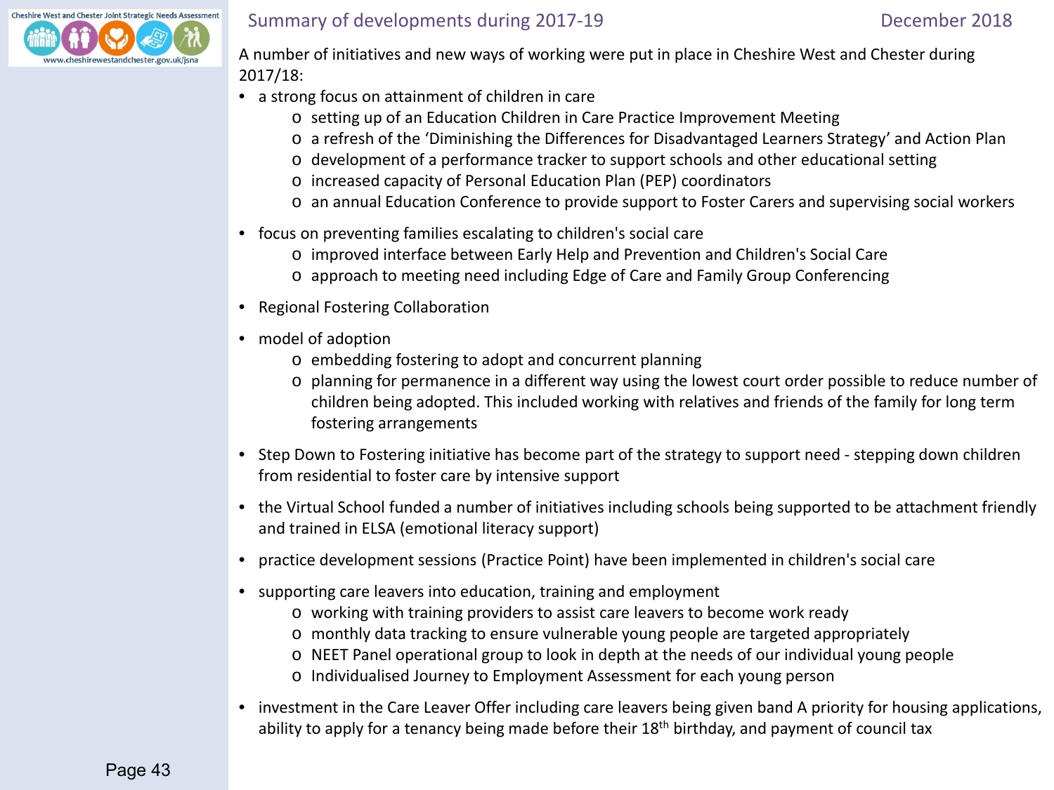## Summary of developments during 2017-19

December 2018

A number of initiatives and new ways of working were put in place in Cheshire West and Chester during 2017/18:

- a strong focus on attainment of children in care
  - setting up of an Education Children in Care Practice Improvement Meeting
  - a refresh of the 'Diminishing the Differences for Disadvantaged Learners Strategy' and Action Plan
  - development of a performance tracker to support schools and other educational setting
  - increased capacity of Personal Education Plan (PEP) coordinators
  - an annual Education Conference to provide support to Foster Carers and supervising social workers
- focus on preventing families escalating to children's social care
  - improved interface between Early Help and Prevention and Children's Social Care
  - approach to meeting need including Edge of Care and Family Group Conferencing
- Regional Fostering Collaboration
- model of adoption
  - embedding fostering to adopt and concurrent planning
  - planning for permanence in a different way using the lowest court order possible to reduce number of children being adopted. This included working with relatives and friends of the family for long term fostering arrangements
- Step Down to Fostering initiative has become part of the strategy to support need - stepping down children from residential to foster care by intensive support
- the Virtual School funded a number of initiatives including schools being supported to be attachment friendly and trained in ELSA (emotional literacy support)
- practice development sessions (Practice Point) have been implemented in children's social care
- supporting care leavers into education, training and employment
  - working with training providers to assist care leavers to become work ready
  - monthly data tracking to ensure vulnerable young people are targeted appropriately
  - NEET Panel operational group to look in depth at the needs of our individual young people
  - Individualised Journey to Employment Assessment for each young person
- investment in the Care Leaver Offer including care leavers being given band A priority for housing applications, ability to apply for a tenancy being made before their 18th birthday, and payment of council tax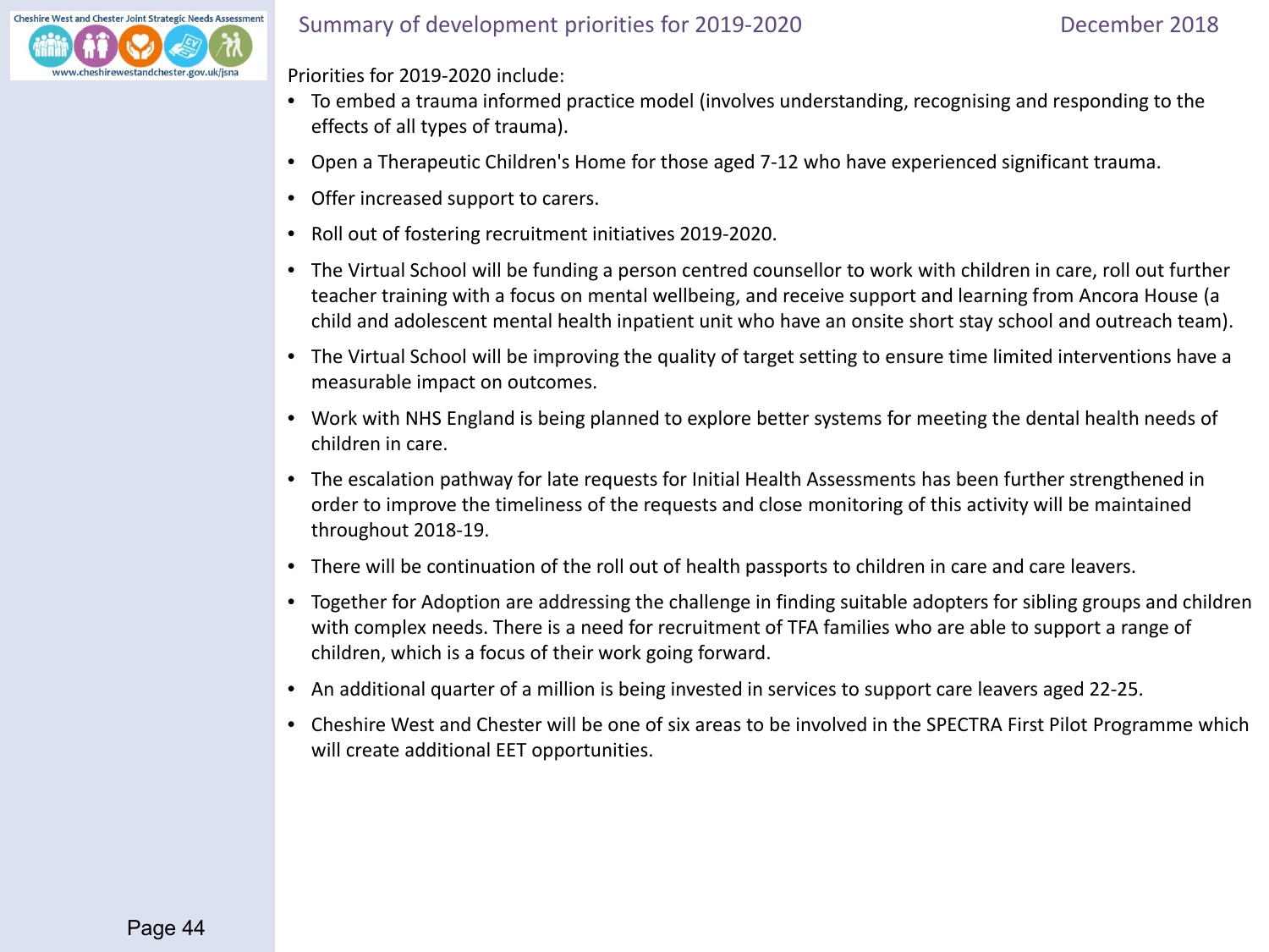# Summary of development priorities for 2019-2020

Priorities for 2019-2020 include:

- To embed a trauma informed practice model (involves understanding, recognising and responding to the effects of all types of trauma).
- Open a Therapeutic Children's Home for those aged 7-12 who have experienced significant trauma.
- Offer increased support to carers.
- Roll out of fostering recruitment initiatives 2019-2020.
- The Virtual School will be funding a person centred counsellor to work with children in care, roll out further teacher training with a focus on mental wellbeing, and receive support and learning from Ancora House (a child and adolescent mental health inpatient unit who have an onsite short stay school and outreach team).
- The Virtual School will be improving the quality of target setting to ensure time limited interventions have a measurable impact on outcomes.
- Work with NHS England is being planned to explore better systems for meeting the dental health needs of children in care.
- The escalation pathway for late requests for Initial Health Assessments has been further strengthened in order to improve the timeliness of the requests and close monitoring of this activity will be maintained throughout 2018-19.
- There will be continuation of the roll out of health passports to children in care and care leavers.
- Together for Adoption are addressing the challenge in finding suitable adopters for sibling groups and children with complex needs. There is a need for recruitment of TFA families who are able to support a range of children, which is a focus of their work going forward.
- An additional quarter of a million is being invested in services to support care leavers aged 22-25.
- Cheshire West and Chester will be one of six areas to be involved in the SPECTRA First Pilot Programme which will create additional EET opportunities.